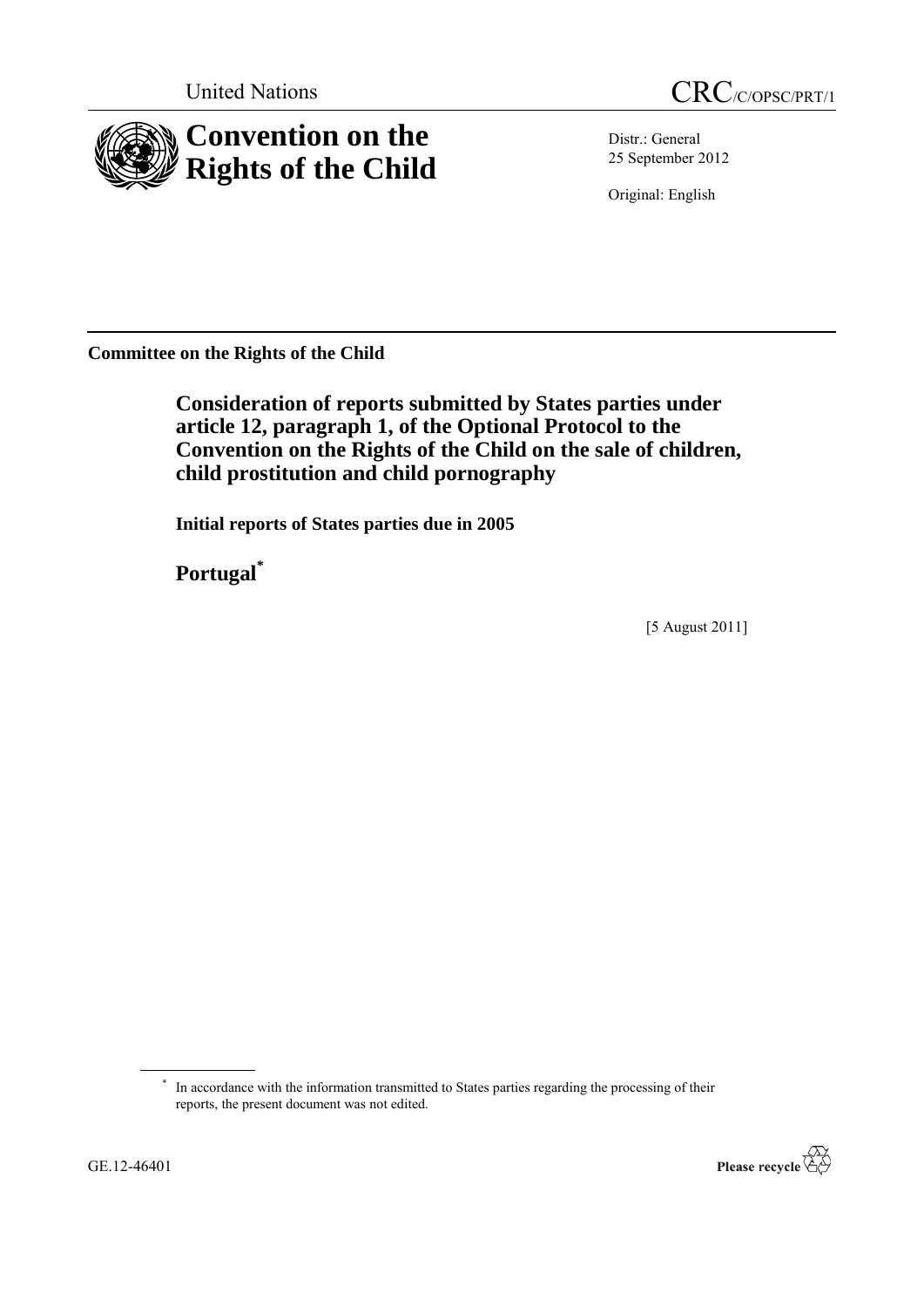United Nations

CRC/C/OPSC/PRT/1

# Convention on the Rights of the Child

Distr.: General
25 September 2012

Original: English

**Committee on the Rights of the Child**

## Consideration of reports submitted by States parties under article 12, paragraph 1, of the Optional Protocol to the Convention on the Rights of the Child on the sale of children, child prostitution and child pornography

**Initial reports of States parties due in 2005**

## Portugal*

[5 August 2011]

* In accordance with the information transmitted to States parties regarding the processing of their reports, the present document was not edited.

GE.12-46401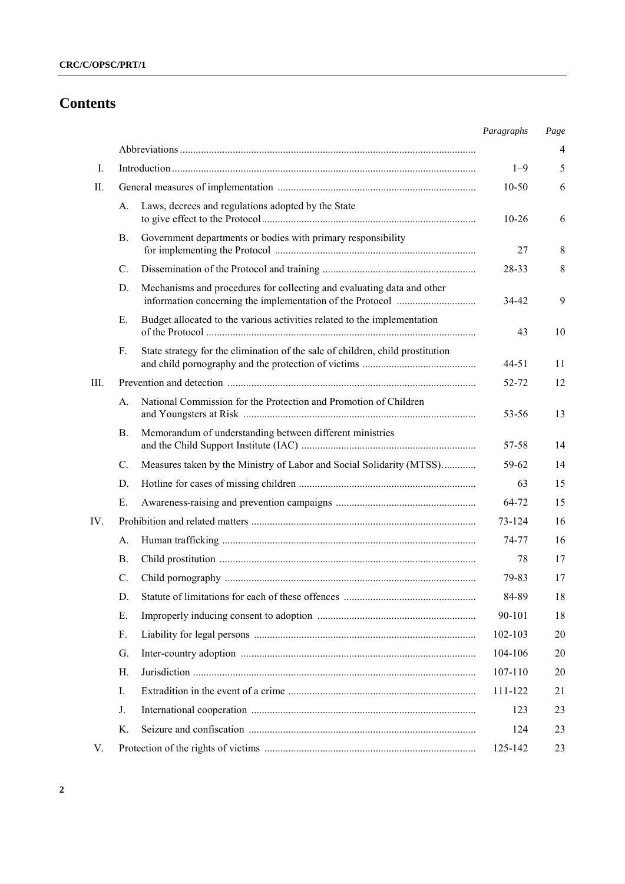# Contents

| | | | Paragraphs | Page |
|---|---|---|---|---|
| | | Abbreviations | | 4 |
| I. | | Introduction | 1–9 | 5 |
| II. | | General measures of implementation | 10-50 | 6 |
| | A. | Laws, decrees and regulations adopted by the State to give effect to the Protocol | 10-26 | 6 |
| | B. | Government departments or bodies with primary responsibility for implementing the Protocol | 27 | 8 |
| | C. | Dissemination of the Protocol and training | 28-33 | 8 |
| | D. | Mechanisms and procedures for collecting and evaluating data and other information concerning the implementation of the Protocol | 34-42 | 9 |
| | E. | Budget allocated to the various activities related to the implementation of the Protocol | 43 | 10 |
| | F. | State strategy for the elimination of the sale of children, child prostitution and child pornography and the protection of victims | 44-51 | 11 |
| III. | | Prevention and detection | 52-72 | 12 |
| | A. | National Commission for the Protection and Promotion of Children and Youngsters at Risk | 53-56 | 13 |
| | B. | Memorandum of understanding between different ministries and the Child Support Institute (IAC) | 57-58 | 14 |
| | C. | Measures taken by the Ministry of Labor and Social Solidarity (MTSS) | 59-62 | 14 |
| | D. | Hotline for cases of missing children | 63 | 15 |
| | E. | Awareness-raising and prevention campaigns | 64-72 | 15 |
| IV. | | Prohibition and related matters | 73-124 | 16 |
| | A. | Human trafficking | 74-77 | 16 |
| | B. | Child prostitution | 78 | 17 |
| | C. | Child pornography | 79-83 | 17 |
| | D. | Statute of limitations for each of these offences | 84-89 | 18 |
| | E. | Improperly inducing consent to adoption | 90-101 | 18 |
| | F. | Liability for legal persons | 102-103 | 20 |
| | G. | Inter-country adoption | 104-106 | 20 |
| | H. | Jurisdiction | 107-110 | 20 |
| | I. | Extradition in the event of a crime | 111-122 | 21 |
| | J. | International cooperation | 123 | 23 |
| | K. | Seizure and confiscation | 124 | 23 |
| V. | | Protection of the rights of victims | 125-142 | 23 |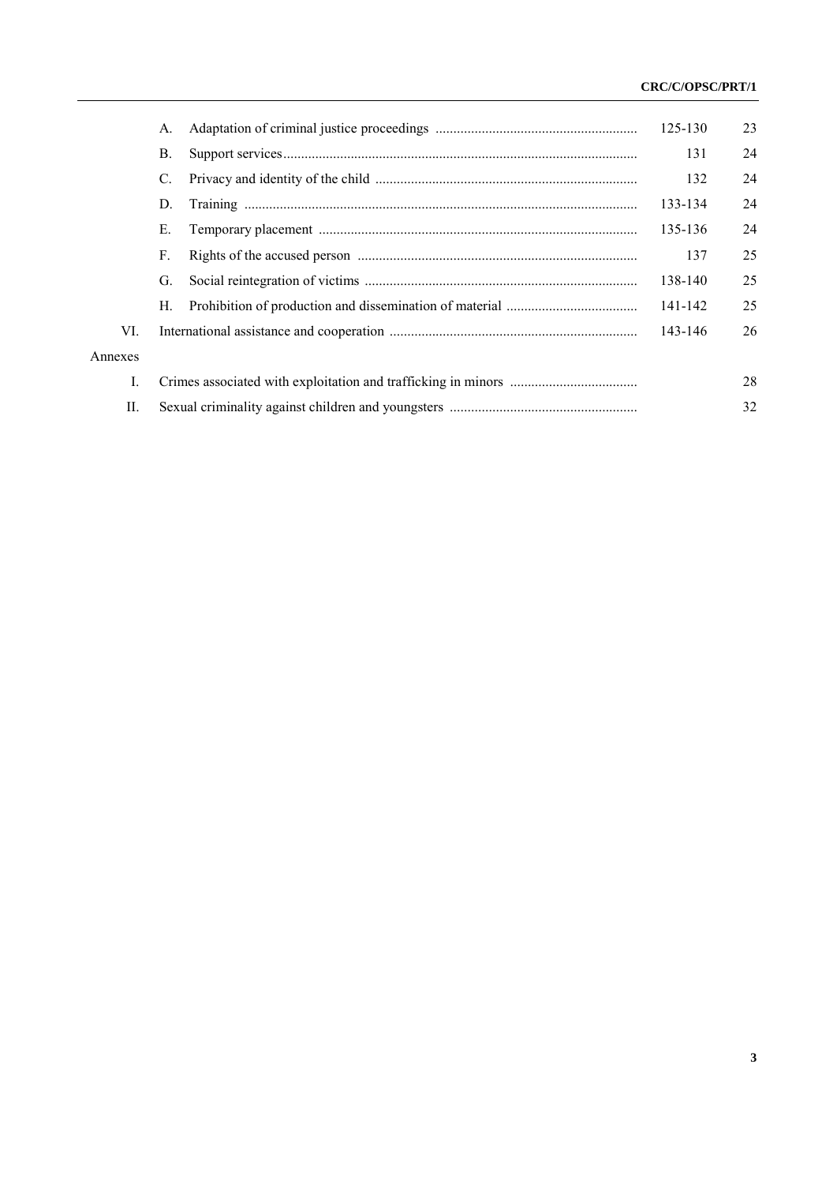| | | | Paragraphs | Page |
|---|---|---|---|---|
| | A. | Adaptation of criminal justice proceedings | 125-130 | 23 |
| | B. | Support services | 131 | 24 |
| | C. | Privacy and identity of the child | 132 | 24 |
| | D. | Training | 133-134 | 24 |
| | E. | Temporary placement | 135-136 | 24 |
| | F. | Rights of the accused person | 137 | 25 |
| | G. | Social reintegration of victims | 138-140 | 25 |
| | H. | Prohibition of production and dissemination of material | 141-142 | 25 |
| VI. | | International assistance and cooperation | 143-146 | 26 |
| Annexes | | | | |
| I. | | Crimes associated with exploitation and trafficking in minors | | 28 |
| II. | | Sexual criminality against children and youngsters | | 32 |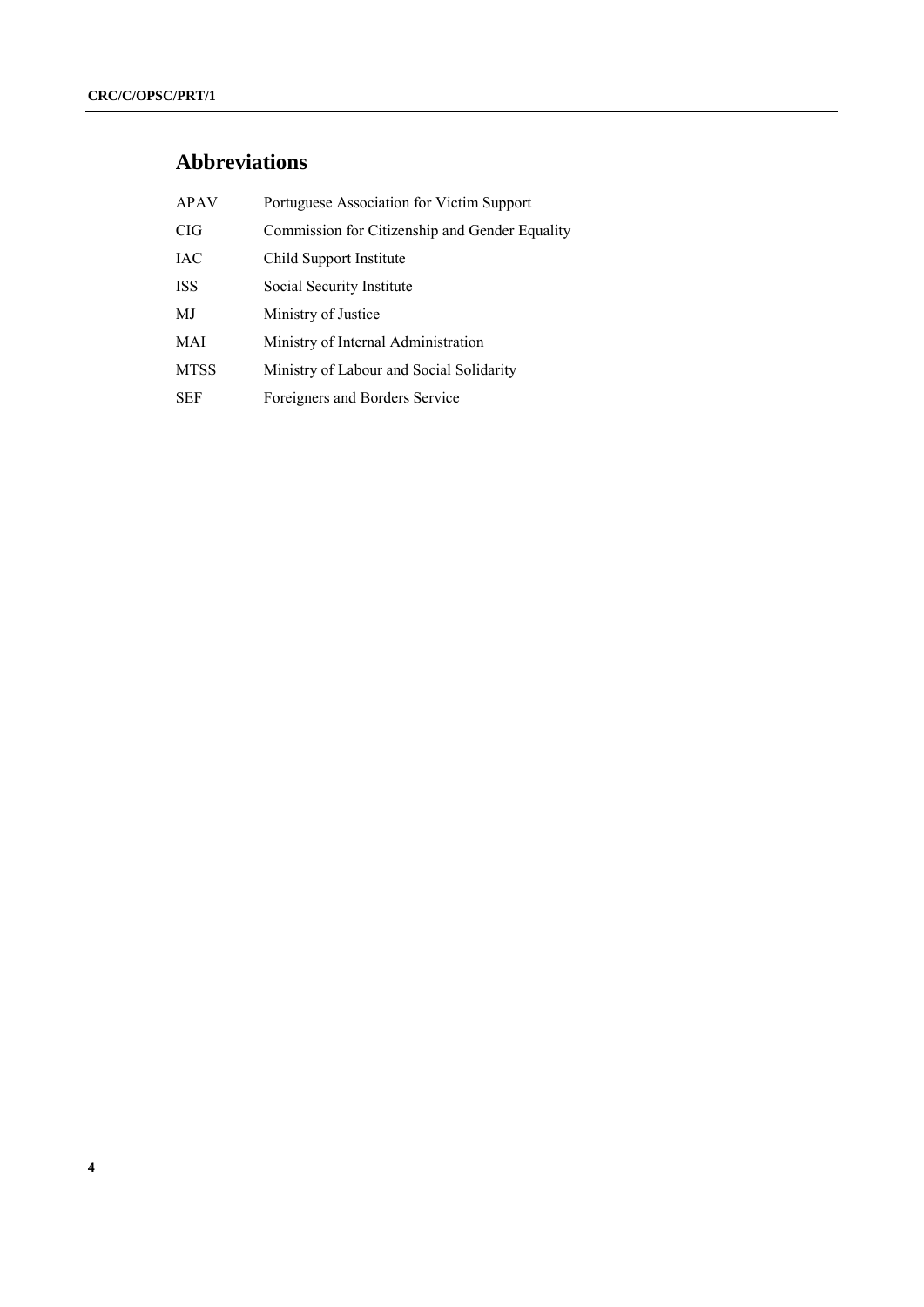## Abbreviations

| | |
|---|---|
| APAV | Portuguese Association for Victim Support |
| CIG | Commission for Citizenship and Gender Equality |
| IAC | Child Support Institute |
| ISS | Social Security Institute |
| MJ | Ministry of Justice |
| MAI | Ministry of Internal Administration |
| MTSS | Ministry of Labour and Social Solidarity |
| SEF | Foreigners and Borders Service |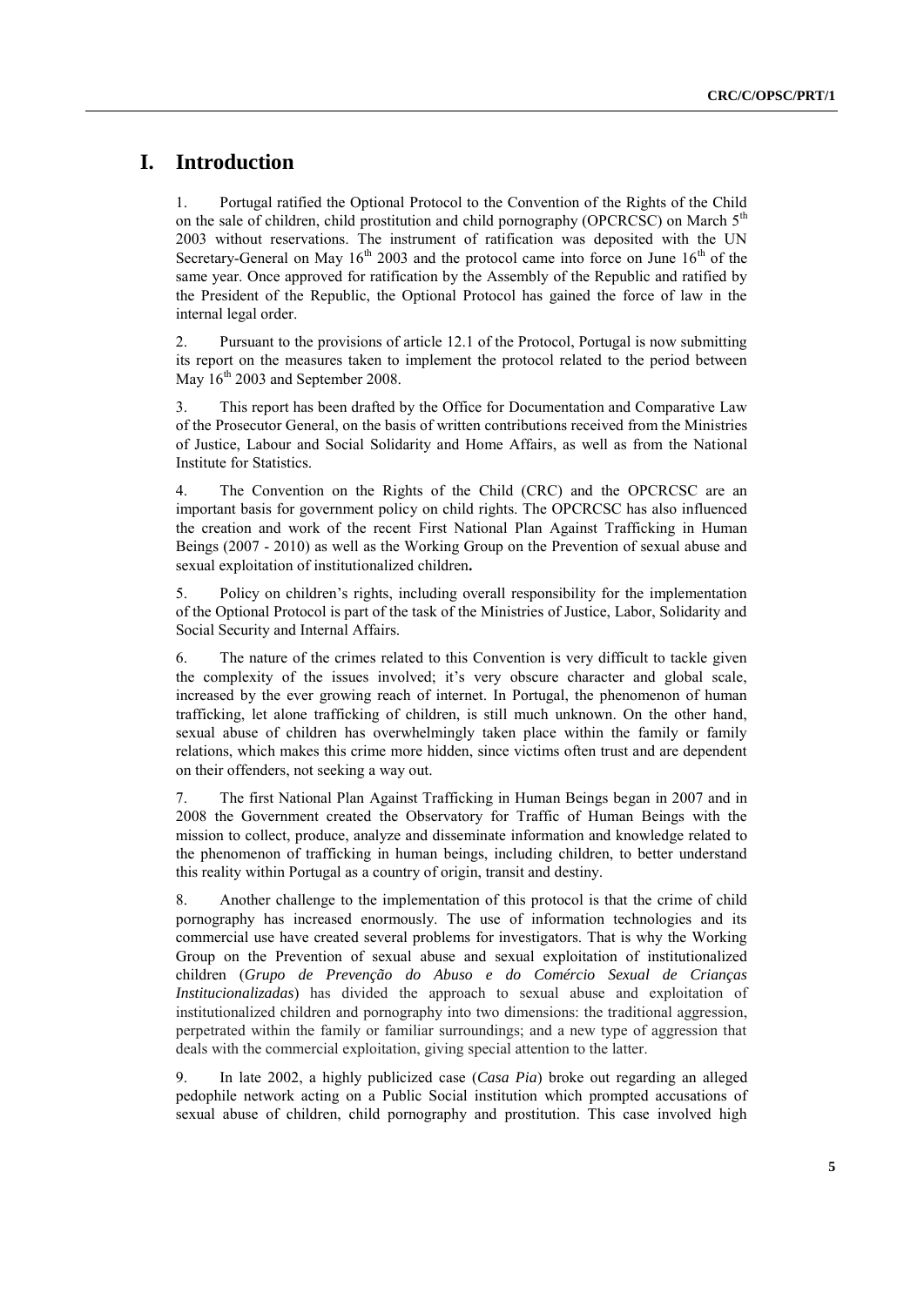# I. Introduction

1. Portugal ratified the Optional Protocol to the Convention of the Rights of the Child on the sale of children, child prostitution and child pornography (OPCRCSC) on March 5th 2003 without reservations. The instrument of ratification was deposited with the UN Secretary-General on May 16th 2003 and the protocol came into force on June 16th of the same year. Once approved for ratification by the Assembly of the Republic and ratified by the President of the Republic, the Optional Protocol has gained the force of law in the internal legal order.

2. Pursuant to the provisions of article 12.1 of the Protocol, Portugal is now submitting its report on the measures taken to implement the protocol related to the period between May 16th 2003 and September 2008.

3. This report has been drafted by the Office for Documentation and Comparative Law of the Prosecutor General, on the basis of written contributions received from the Ministries of Justice, Labour and Social Solidarity and Home Affairs, as well as from the National Institute for Statistics.

4. The Convention on the Rights of the Child (CRC) and the OPCRCSC are an important basis for government policy on child rights. The OPCRCSC has also influenced the creation and work of the recent First National Plan Against Trafficking in Human Beings (2007 - 2010) as well as the Working Group on the Prevention of sexual abuse and sexual exploitation of institutionalized children**.**

5. Policy on children's rights, including overall responsibility for the implementation of the Optional Protocol is part of the task of the Ministries of Justice, Labor, Solidarity and Social Security and Internal Affairs.

6. The nature of the crimes related to this Convention is very difficult to tackle given the complexity of the issues involved; it's very obscure character and global scale, increased by the ever growing reach of internet. In Portugal, the phenomenon of human trafficking, let alone trafficking of children, is still much unknown. On the other hand, sexual abuse of children has overwhelmingly taken place within the family or family relations, which makes this crime more hidden, since victims often trust and are dependent on their offenders, not seeking a way out.

7. The first National Plan Against Trafficking in Human Beings began in 2007 and in 2008 the Government created the Observatory for Traffic of Human Beings with the mission to collect, produce, analyze and disseminate information and knowledge related to the phenomenon of trafficking in human beings, including children, to better understand this reality within Portugal as a country of origin, transit and destiny.

8. Another challenge to the implementation of this protocol is that the crime of child pornography has increased enormously. The use of information technologies and its commercial use have created several problems for investigators. That is why the Working Group on the Prevention of sexual abuse and sexual exploitation of institutionalized children (*Grupo de Prevenção do Abuso e do Comércio Sexual de Crianças Institucionalizadas*) has divided the approach to sexual abuse and exploitation of institutionalized children and pornography into two dimensions: the traditional aggression, perpetrated within the family or familiar surroundings; and a new type of aggression that deals with the commercial exploitation, giving special attention to the latter.

9. In late 2002, a highly publicized case (*Casa Pia*) broke out regarding an alleged pedophile network acting on a Public Social institution which prompted accusations of sexual abuse of children, child pornography and prostitution. This case involved high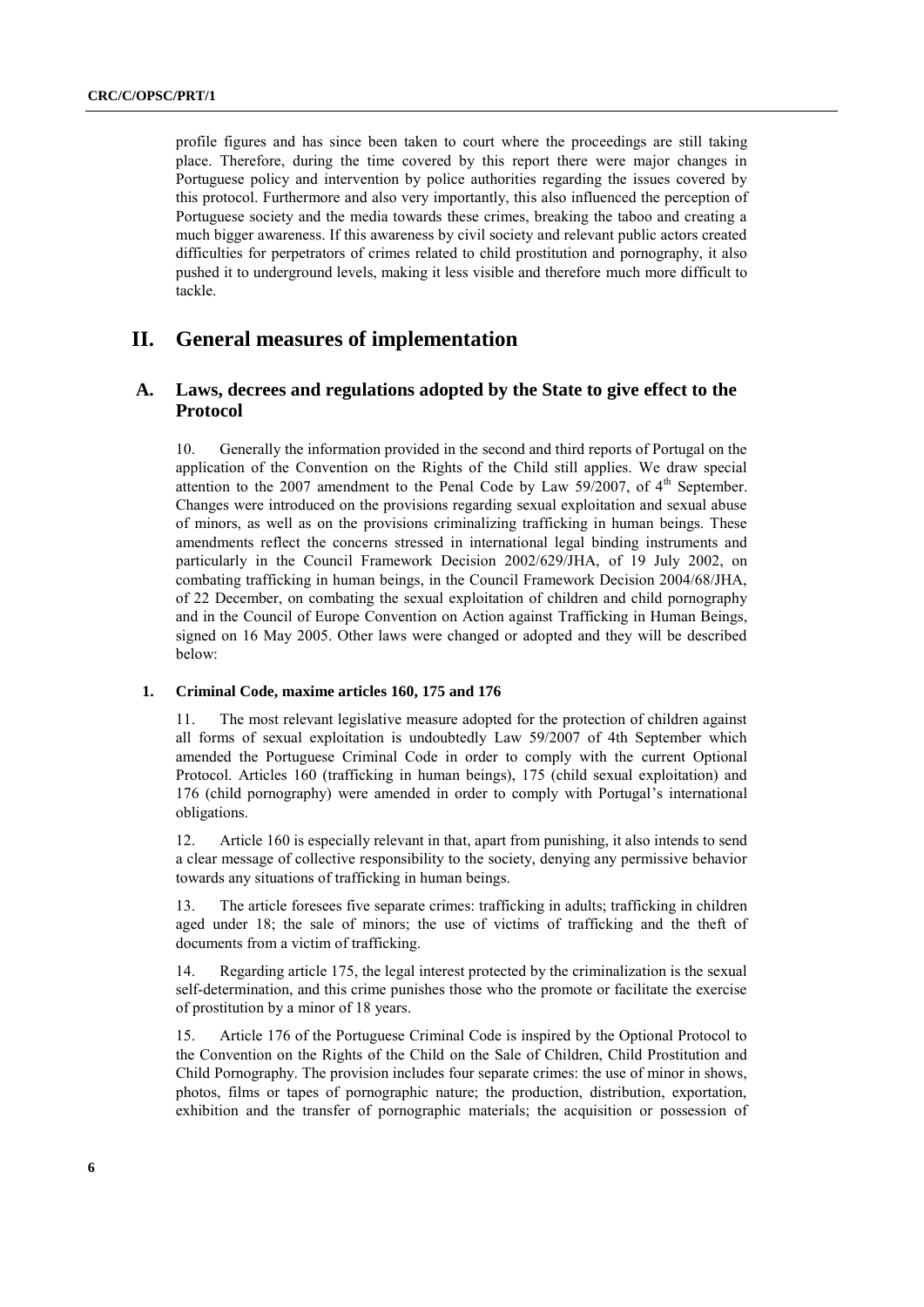profile figures and has since been taken to court where the proceedings are still taking place. Therefore, during the time covered by this report there were major changes in Portuguese policy and intervention by police authorities regarding the issues covered by this protocol. Furthermore and also very importantly, this also influenced the perception of Portuguese society and the media towards these crimes, breaking the taboo and creating a much bigger awareness. If this awareness by civil society and relevant public actors created difficulties for perpetrators of crimes related to child prostitution and pornography, it also pushed it to underground levels, making it less visible and therefore much more difficult to tackle.

# II. General measures of implementation

## A. Laws, decrees and regulations adopted by the State to give effect to the Protocol

10. Generally the information provided in the second and third reports of Portugal on the application of the Convention on the Rights of the Child still applies. We draw special attention to the 2007 amendment to the Penal Code by Law 59/2007, of 4th September. Changes were introduced on the provisions regarding sexual exploitation and sexual abuse of minors, as well as on the provisions criminalizing trafficking in human beings. These amendments reflect the concerns stressed in international legal binding instruments and particularly in the Council Framework Decision 2002/629/JHA, of 19 July 2002, on combating trafficking in human beings, in the Council Framework Decision 2004/68/JHA, of 22 December, on combating the sexual exploitation of children and child pornography and in the Council of Europe Convention on Action against Trafficking in Human Beings, signed on 16 May 2005. Other laws were changed or adopted and they will be described below:

### 1. Criminal Code, maxime articles 160, 175 and 176

11. The most relevant legislative measure adopted for the protection of children against all forms of sexual exploitation is undoubtedly Law 59/2007 of 4th September which amended the Portuguese Criminal Code in order to comply with the current Optional Protocol. Articles 160 (trafficking in human beings), 175 (child sexual exploitation) and 176 (child pornography) were amended in order to comply with Portugal's international obligations.

12. Article 160 is especially relevant in that, apart from punishing, it also intends to send a clear message of collective responsibility to the society, denying any permissive behavior towards any situations of trafficking in human beings.

13. The article foresees five separate crimes: trafficking in adults; trafficking in children aged under 18; the sale of minors; the use of victims of trafficking and the theft of documents from a victim of trafficking.

14. Regarding article 175, the legal interest protected by the criminalization is the sexual self-determination, and this crime punishes those who the promote or facilitate the exercise of prostitution by a minor of 18 years.

15. Article 176 of the Portuguese Criminal Code is inspired by the Optional Protocol to the Convention on the Rights of the Child on the Sale of Children, Child Prostitution and Child Pornography. The provision includes four separate crimes: the use of minor in shows, photos, films or tapes of pornographic nature; the production, distribution, exportation, exhibition and the transfer of pornographic materials; the acquisition or possession of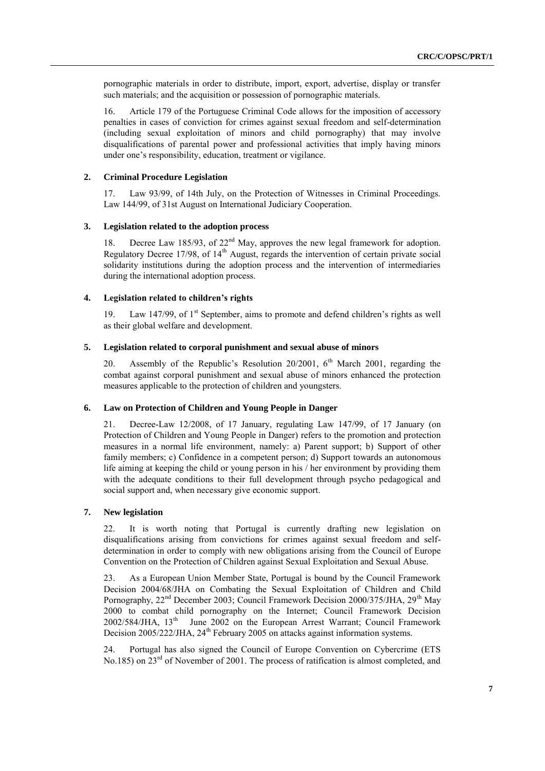pornographic materials in order to distribute, import, export, advertise, display or transfer such materials; and the acquisition or possession of pornographic materials.

16. Article 179 of the Portuguese Criminal Code allows for the imposition of accessory penalties in cases of conviction for crimes against sexual freedom and self-determination (including sexual exploitation of minors and child pornography) that may involve disqualifications of parental power and professional activities that imply having minors under one's responsibility, education, treatment or vigilance.

### 2. Criminal Procedure Legislation

17. Law 93/99, of 14th July, on the Protection of Witnesses in Criminal Proceedings. Law 144/99, of 31st August on International Judiciary Cooperation.

### 3. Legislation related to the adoption process

18. Decree Law 185/93, of 22nd May, approves the new legal framework for adoption. Regulatory Decree 17/98, of 14th August, regards the intervention of certain private social solidarity institutions during the adoption process and the intervention of intermediaries during the international adoption process.

### 4. Legislation related to children's rights

19. Law 147/99, of 1st September, aims to promote and defend children's rights as well as their global welfare and development.

### 5. Legislation related to corporal punishment and sexual abuse of minors

20. Assembly of the Republic's Resolution 20/2001, 6th March 2001, regarding the combat against corporal punishment and sexual abuse of minors enhanced the protection measures applicable to the protection of children and youngsters.

### 6. Law on Protection of Children and Young People in Danger

21. Decree-Law 12/2008, of 17 January, regulating Law 147/99, of 17 January (on Protection of Children and Young People in Danger) refers to the promotion and protection measures in a normal life environment, namely: a) Parent support; b) Support of other family members; c) Confidence in a competent person; d) Support towards an autonomous life aiming at keeping the child or young person in his / her environment by providing them with the adequate conditions to their full development through psycho pedagogical and social support and, when necessary give economic support.

### 7. New legislation

22. It is worth noting that Portugal is currently drafting new legislation on disqualifications arising from convictions for crimes against sexual freedom and self-determination in order to comply with new obligations arising from the Council of Europe Convention on the Protection of Children against Sexual Exploitation and Sexual Abuse.

23. As a European Union Member State, Portugal is bound by the Council Framework Decision 2004/68/JHA on Combating the Sexual Exploitation of Children and Child Pornography, 22nd December 2003; Council Framework Decision 2000/375/JHA, 29th May 2000 to combat child pornography on the Internet; Council Framework Decision 2002/584/JHA, 13th June 2002 on the European Arrest Warrant; Council Framework Decision 2005/222/JHA, 24th February 2005 on attacks against information systems.

24. Portugal has also signed the Council of Europe Convention on Cybercrime (ETS No.185) on 23rd of November of 2001. The process of ratification is almost completed, and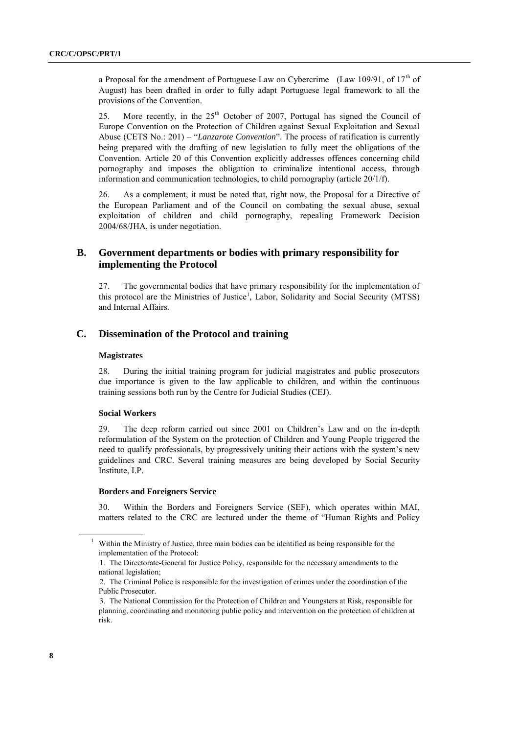a Proposal for the amendment of Portuguese Law on Cybercrime (Law 109/91, of 17th of August) has been drafted in order to fully adapt Portuguese legal framework to all the provisions of the Convention.

25. More recently, in the 25th October of 2007, Portugal has signed the Council of Europe Convention on the Protection of Children against Sexual Exploitation and Sexual Abuse (CETS No.: 201) – "*Lanzarote Convention*". The process of ratification is currently being prepared with the drafting of new legislation to fully meet the obligations of the Convention. Article 20 of this Convention explicitly addresses offences concerning child pornography and imposes the obligation to criminalize intentional access, through information and communication technologies, to child pornography (article 20/1/f).

26. As a complement, it must be noted that, right now, the Proposal for a Directive of the European Parliament and of the Council on combating the sexual abuse, sexual exploitation of children and child pornography, repealing Framework Decision 2004/68/JHA, is under negotiation.

## B. Government departments or bodies with primary responsibility for implementing the Protocol

27. The governmental bodies that have primary responsibility for the implementation of this protocol are the Ministries of Justice[1], Labor, Solidarity and Social Security (MTSS) and Internal Affairs.

## C. Dissemination of the Protocol and training

### Magistrates

28. During the initial training program for judicial magistrates and public prosecutors due importance is given to the law applicable to children, and within the continuous training sessions both run by the Centre for Judicial Studies (CEJ).

### Social Workers

29. The deep reform carried out since 2001 on Children's Law and on the in-depth reformulation of the System on the protection of Children and Young People triggered the need to qualify professionals, by progressively uniting their actions with the system's new guidelines and CRC. Several training measures are being developed by Social Security Institute, I.P.

### Borders and Foreigners Service

30. Within the Borders and Foreigners Service (SEF), which operates within MAI, matters related to the CRC are lectured under the theme of "Human Rights and Policy

---

[1] Within the Ministry of Justice, three main bodies can be identified as being responsible for the implementation of the Protocol:

1. The Directorate-General for Justice Policy, responsible for the necessary amendments to the national legislation;
2. The Criminal Police is responsible for the investigation of crimes under the coordination of the Public Prosecutor.
3. The National Commission for the Protection of Children and Youngsters at Risk, responsible for planning, coordinating and monitoring public policy and intervention on the protection of children at risk.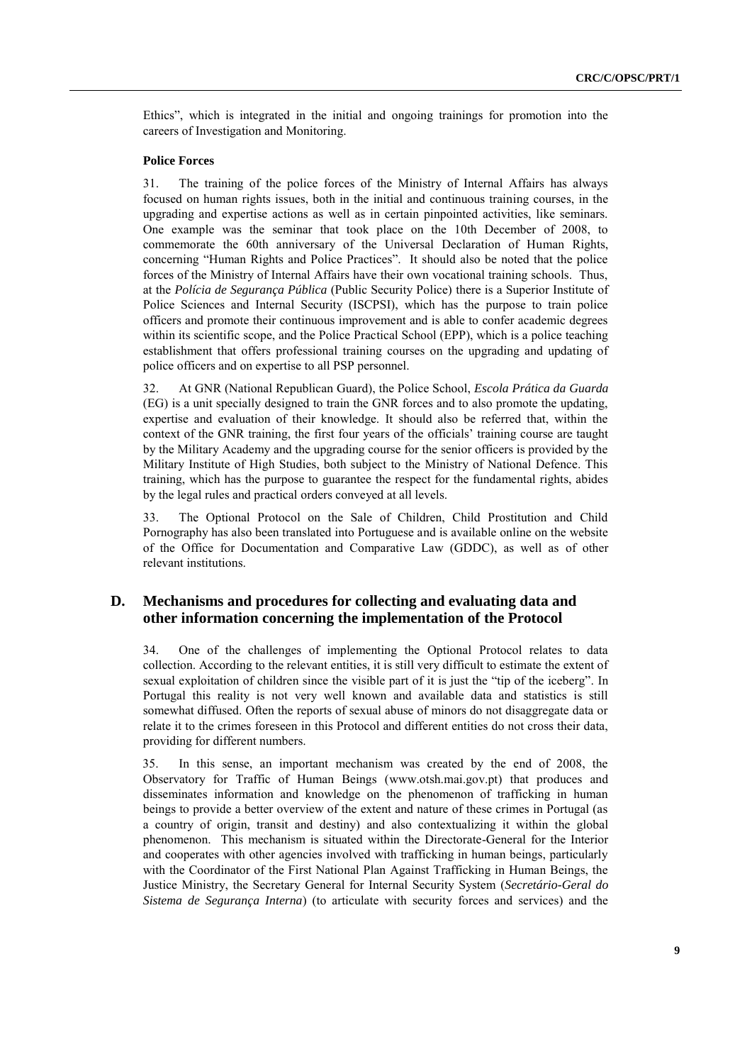Ethics", which is integrated in the initial and ongoing trainings for promotion into the careers of Investigation and Monitoring.

**Police Forces**

31. The training of the police forces of the Ministry of Internal Affairs has always focused on human rights issues, both in the initial and continuous training courses, in the upgrading and expertise actions as well as in certain pinpointed activities, like seminars. One example was the seminar that took place on the 10th December of 2008, to commemorate the 60th anniversary of the Universal Declaration of Human Rights, concerning "Human Rights and Police Practices". It should also be noted that the police forces of the Ministry of Internal Affairs have their own vocational training schools. Thus, at the *Polícia de Segurança Pública* (Public Security Police) there is a Superior Institute of Police Sciences and Internal Security (ISCPSI), which has the purpose to train police officers and promote their continuous improvement and is able to confer academic degrees within its scientific scope, and the Police Practical School (EPP), which is a police teaching establishment that offers professional training courses on the upgrading and updating of police officers and on expertise to all PSP personnel.

32. At GNR (National Republican Guard), the Police School, *Escola Prática da Guarda* (EG) is a unit specially designed to train the GNR forces and to also promote the updating, expertise and evaluation of their knowledge. It should also be referred that, within the context of the GNR training, the first four years of the officials' training course are taught by the Military Academy and the upgrading course for the senior officers is provided by the Military Institute of High Studies, both subject to the Ministry of National Defence. This training, which has the purpose to guarantee the respect for the fundamental rights, abides by the legal rules and practical orders conveyed at all levels.

33. The Optional Protocol on the Sale of Children, Child Prostitution and Child Pornography has also been translated into Portuguese and is available online on the website of the Office for Documentation and Comparative Law (GDDC), as well as of other relevant institutions.

## D. Mechanisms and procedures for collecting and evaluating data and other information concerning the implementation of the Protocol

34. One of the challenges of implementing the Optional Protocol relates to data collection. According to the relevant entities, it is still very difficult to estimate the extent of sexual exploitation of children since the visible part of it is just the "tip of the iceberg". In Portugal this reality is not very well known and available data and statistics is still somewhat diffused. Often the reports of sexual abuse of minors do not disaggregate data or relate it to the crimes foreseen in this Protocol and different entities do not cross their data, providing for different numbers.

35. In this sense, an important mechanism was created by the end of 2008, the Observatory for Traffic of Human Beings (www.otsh.mai.gov.pt) that produces and disseminates information and knowledge on the phenomenon of trafficking in human beings to provide a better overview of the extent and nature of these crimes in Portugal (as a country of origin, transit and destiny) and also contextualizing it within the global phenomenon. This mechanism is situated within the Directorate-General for the Interior and cooperates with other agencies involved with trafficking in human beings, particularly with the Coordinator of the First National Plan Against Trafficking in Human Beings, the Justice Ministry, the Secretary General for Internal Security System (*Secretário-Geral do Sistema de Segurança Interna*) (to articulate with security forces and services) and the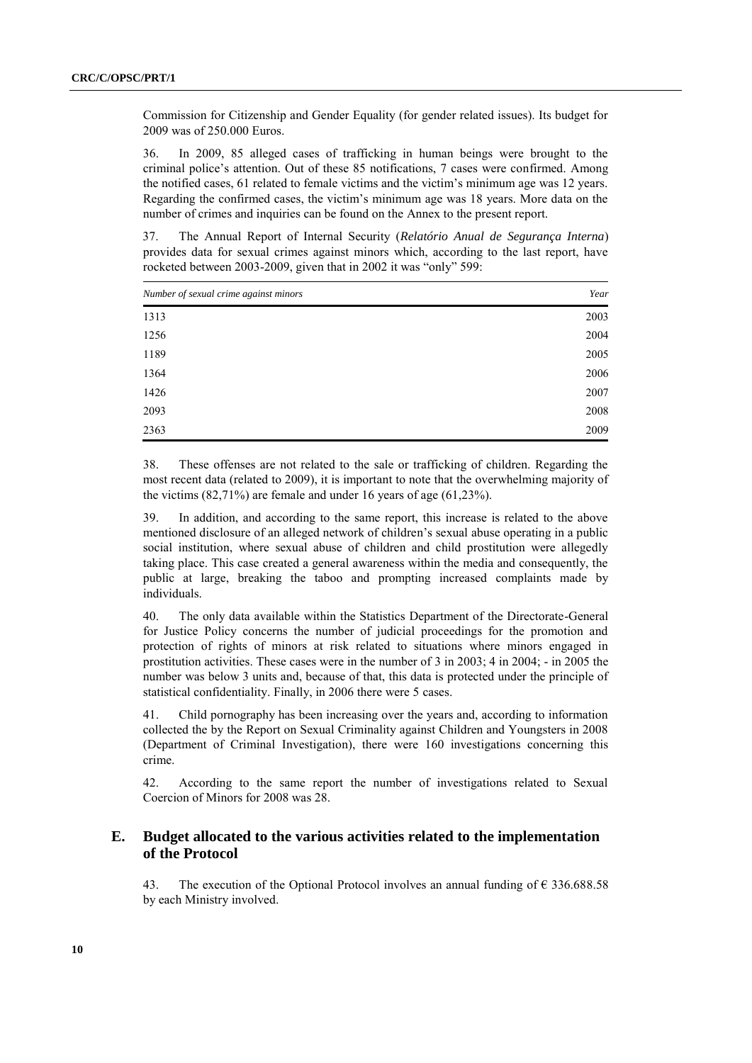Commission for Citizenship and Gender Equality (for gender related issues). Its budget for 2009 was of 250.000 Euros.

36. In 2009, 85 alleged cases of trafficking in human beings were brought to the criminal police's attention. Out of these 85 notifications, 7 cases were confirmed. Among the notified cases, 61 related to female victims and the victim's minimum age was 12 years. Regarding the confirmed cases, the victim's minimum age was 18 years. More data on the number of crimes and inquiries can be found on the Annex to the present report.

37. The Annual Report of Internal Security (*Relatório Anual de Segurança Interna*) provides data for sexual crimes against minors which, according to the last report, have rocketed between 2003-2009, given that in 2002 it was "only" 599:

| *Number of sexual crime against minors* | *Year* |
|---|---|
| 1313 | 2003 |
| 1256 | 2004 |
| 1189 | 2005 |
| 1364 | 2006 |
| 1426 | 2007 |
| 2093 | 2008 |
| 2363 | 2009 |

38. These offenses are not related to the sale or trafficking of children. Regarding the most recent data (related to 2009), it is important to note that the overwhelming majority of the victims (82,71%) are female and under 16 years of age (61,23%).

39. In addition, and according to the same report, this increase is related to the above mentioned disclosure of an alleged network of children's sexual abuse operating in a public social institution, where sexual abuse of children and child prostitution were allegedly taking place. This case created a general awareness within the media and consequently, the public at large, breaking the taboo and prompting increased complaints made by individuals.

40. The only data available within the Statistics Department of the Directorate-General for Justice Policy concerns the number of judicial proceedings for the promotion and protection of rights of minors at risk related to situations where minors engaged in prostitution activities. These cases were in the number of 3 in 2003; 4 in 2004; - in 2005 the number was below 3 units and, because of that, this data is protected under the principle of statistical confidentiality. Finally, in 2006 there were 5 cases.

41. Child pornography has been increasing over the years and, according to information collected the by the Report on Sexual Criminality against Children and Youngsters in 2008 (Department of Criminal Investigation), there were 160 investigations concerning this crime.

42. According to the same report the number of investigations related to Sexual Coercion of Minors for 2008 was 28.

## E. Budget allocated to the various activities related to the implementation of the Protocol

43. The execution of the Optional Protocol involves an annual funding of € 336.688.58 by each Ministry involved.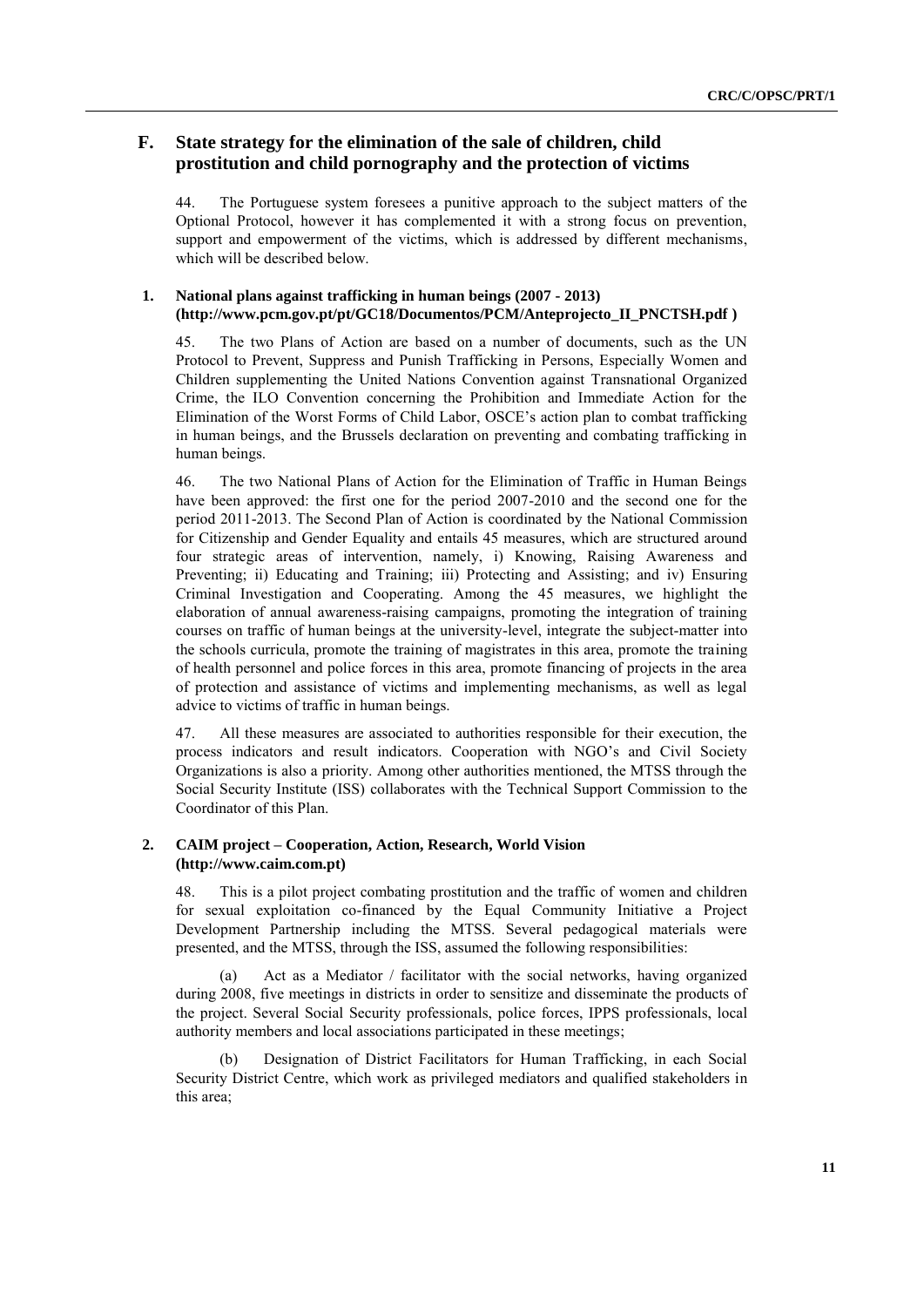## F. State strategy for the elimination of the sale of children, child prostitution and child pornography and the protection of victims

44. The Portuguese system foresees a punitive approach to the subject matters of the Optional Protocol, however it has complemented it with a strong focus on prevention, support and empowerment of the victims, which is addressed by different mechanisms, which will be described below.

### 1. National plans against trafficking in human beings (2007 - 2013) (http://www.pcm.gov.pt/pt/GC18/Documentos/PCM/Anteprojecto_II_PNCTSH.pdf )

45. The two Plans of Action are based on a number of documents, such as the UN Protocol to Prevent, Suppress and Punish Trafficking in Persons, Especially Women and Children supplementing the United Nations Convention against Transnational Organized Crime, the ILO Convention concerning the Prohibition and Immediate Action for the Elimination of the Worst Forms of Child Labor, OSCE's action plan to combat trafficking in human beings, and the Brussels declaration on preventing and combating trafficking in human beings.

46. The two National Plans of Action for the Elimination of Traffic in Human Beings have been approved: the first one for the period 2007-2010 and the second one for the period 2011-2013. The Second Plan of Action is coordinated by the National Commission for Citizenship and Gender Equality and entails 45 measures, which are structured around four strategic areas of intervention, namely, i) Knowing, Raising Awareness and Preventing; ii) Educating and Training; iii) Protecting and Assisting; and iv) Ensuring Criminal Investigation and Cooperating. Among the 45 measures, we highlight the elaboration of annual awareness-raising campaigns, promoting the integration of training courses on traffic of human beings at the university-level, integrate the subject-matter into the schools curricula, promote the training of magistrates in this area, promote the training of health personnel and police forces in this area, promote financing of projects in the area of protection and assistance of victims and implementing mechanisms, as well as legal advice to victims of traffic in human beings.

47. All these measures are associated to authorities responsible for their execution, the process indicators and result indicators. Cooperation with NGO's and Civil Society Organizations is also a priority. Among other authorities mentioned, the MTSS through the Social Security Institute (ISS) collaborates with the Technical Support Commission to the Coordinator of this Plan.

### 2. CAIM project – Cooperation, Action, Research, World Vision (http://www.caim.com.pt)

48. This is a pilot project combating prostitution and the traffic of women and children for sexual exploitation co-financed by the Equal Community Initiative a Project Development Partnership including the MTSS. Several pedagogical materials were presented, and the MTSS, through the ISS, assumed the following responsibilities:

(a) Act as a Mediator / facilitator with the social networks, having organized during 2008, five meetings in districts in order to sensitize and disseminate the products of the project. Several Social Security professionals, police forces, IPPS professionals, local authority members and local associations participated in these meetings;

(b) Designation of District Facilitators for Human Trafficking, in each Social Security District Centre, which work as privileged mediators and qualified stakeholders in this area;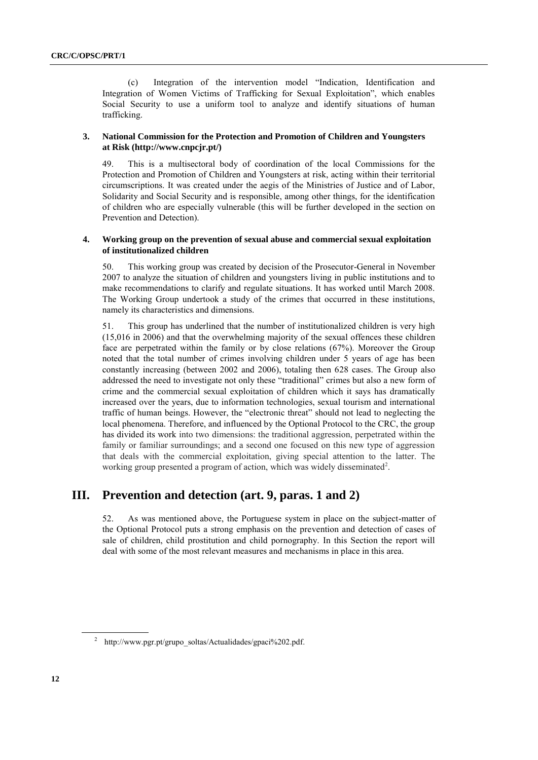(c) Integration of the intervention model "Indication, Identification and Integration of Women Victims of Trafficking for Sexual Exploitation", which enables Social Security to use a uniform tool to analyze and identify situations of human trafficking.

### 3. National Commission for the Protection and Promotion of Children and Youngsters at Risk (http://www.cnpcjr.pt/)

49. This is a multisectoral body of coordination of the local Commissions for the Protection and Promotion of Children and Youngsters at risk, acting within their territorial circumscriptions. It was created under the aegis of the Ministries of Justice and of Labor, Solidarity and Social Security and is responsible, among other things, for the identification of children who are especially vulnerable (this will be further developed in the section on Prevention and Detection).

### 4. Working group on the prevention of sexual abuse and commercial sexual exploitation of institutionalized children

50. This working group was created by decision of the Prosecutor-General in November 2007 to analyze the situation of children and youngsters living in public institutions and to make recommendations to clarify and regulate situations. It has worked until March 2008. The Working Group undertook a study of the crimes that occurred in these institutions, namely its characteristics and dimensions.

51. This group has underlined that the number of institutionalized children is very high (15,016 in 2006) and that the overwhelming majority of the sexual offences these children face are perpetrated within the family or by close relations (67%). Moreover the Group noted that the total number of crimes involving children under 5 years of age has been constantly increasing (between 2002 and 2006), totaling then 628 cases. The Group also addressed the need to investigate not only these "traditional" crimes but also a new form of crime and the commercial sexual exploitation of children which it says has dramatically increased over the years, due to information technologies, sexual tourism and international traffic of human beings. However, the "electronic threat" should not lead to neglecting the local phenomena. Therefore, and influenced by the Optional Protocol to the CRC, the group has divided its work into two dimensions: the traditional aggression, perpetrated within the family or familiar surroundings; and a second one focused on this new type of aggression that deals with the commercial exploitation, giving special attention to the latter. The working group presented a program of action, which was widely disseminated[2].

## III. Prevention and detection (art. 9, paras. 1 and 2)

52. As was mentioned above, the Portuguese system in place on the subject-matter of the Optional Protocol puts a strong emphasis on the prevention and detection of cases of sale of children, child prostitution and child pornography. In this Section the report will deal with some of the most relevant measures and mechanisms in place in this area.

[2] http://www.pgr.pt/grupo_soltas/Actualidades/gpaci%202.pdf.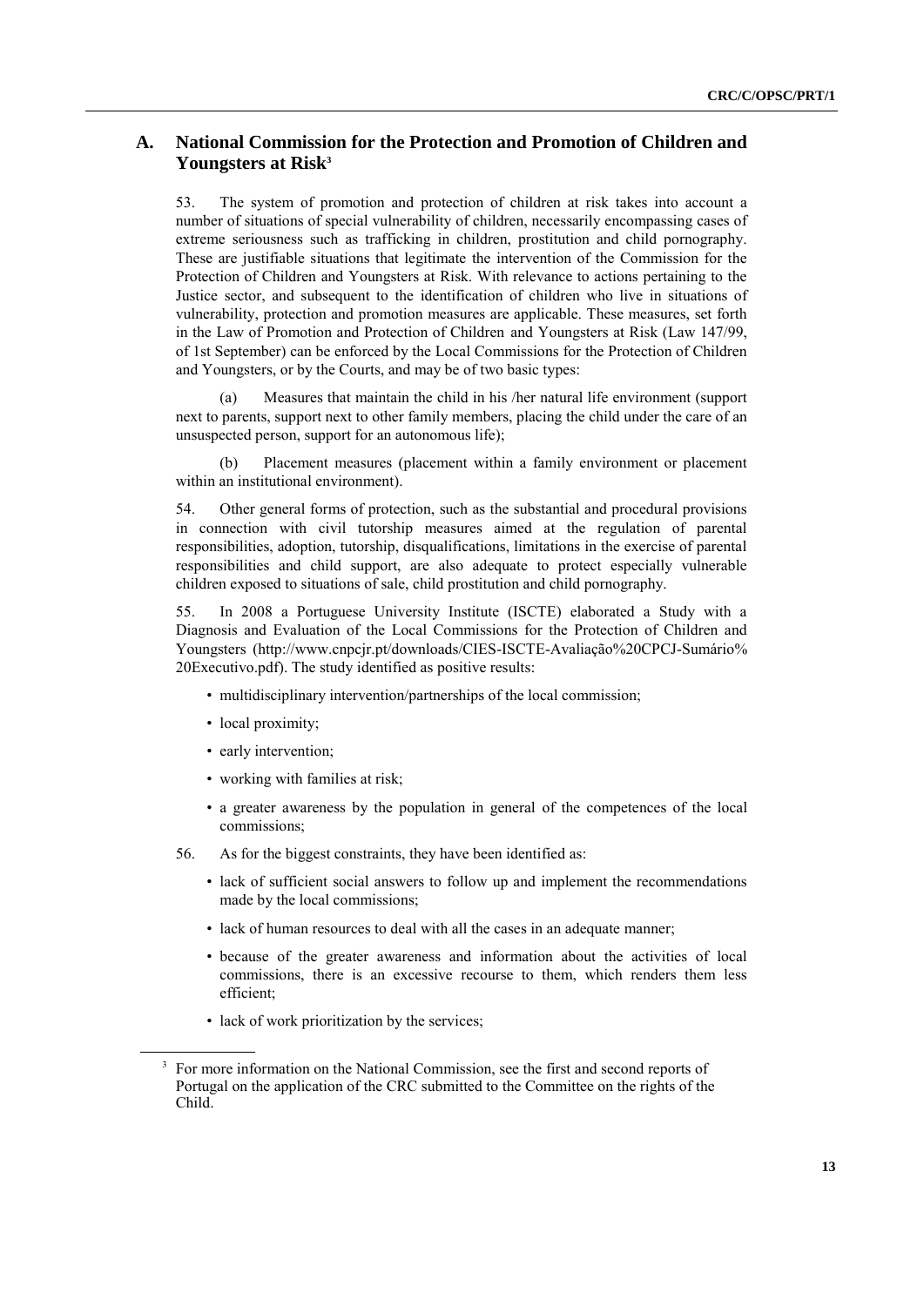## A. National Commission for the Protection and Promotion of Children and Youngsters at Risk[3]

53. The system of promotion and protection of children at risk takes into account a number of situations of special vulnerability of children, necessarily encompassing cases of extreme seriousness such as trafficking in children, prostitution and child pornography. These are justifiable situations that legitimate the intervention of the Commission for the Protection of Children and Youngsters at Risk. With relevance to actions pertaining to the Justice sector, and subsequent to the identification of children who live in situations of vulnerability, protection and promotion measures are applicable. These measures, set forth in the Law of Promotion and Protection of Children and Youngsters at Risk (Law 147/99, of 1st September) can be enforced by the Local Commissions for the Protection of Children and Youngsters, or by the Courts, and may be of two basic types:

(a) Measures that maintain the child in his /her natural life environment (support next to parents, support next to other family members, placing the child under the care of an unsuspected person, support for an autonomous life);

(b) Placement measures (placement within a family environment or placement within an institutional environment).

54. Other general forms of protection, such as the substantial and procedural provisions in connection with civil tutorship measures aimed at the regulation of parental responsibilities, adoption, tutorship, disqualifications, limitations in the exercise of parental responsibilities and child support, are also adequate to protect especially vulnerable children exposed to situations of sale, child prostitution and child pornography.

55. In 2008 a Portuguese University Institute (ISCTE) elaborated a Study with a Diagnosis and Evaluation of the Local Commissions for the Protection of Children and Youngsters (http://www.cnpcjr.pt/downloads/CIES-ISCTE-Avaliação%20CPCJ-Sumário%20Executivo.pdf). The study identified as positive results:

- multidisciplinary intervention/partnerships of the local commission;
- local proximity;
- early intervention;
- working with families at risk;
- a greater awareness by the population in general of the competences of the local commissions;

56. As for the biggest constraints, they have been identified as:

- lack of sufficient social answers to follow up and implement the recommendations made by the local commissions;
- lack of human resources to deal with all the cases in an adequate manner;
- because of the greater awareness and information about the activities of local commissions, there is an excessive recourse to them, which renders them less efficient;
- lack of work prioritization by the services;

[3] For more information on the National Commission, see the first and second reports of Portugal on the application of the CRC submitted to the Committee on the rights of the Child.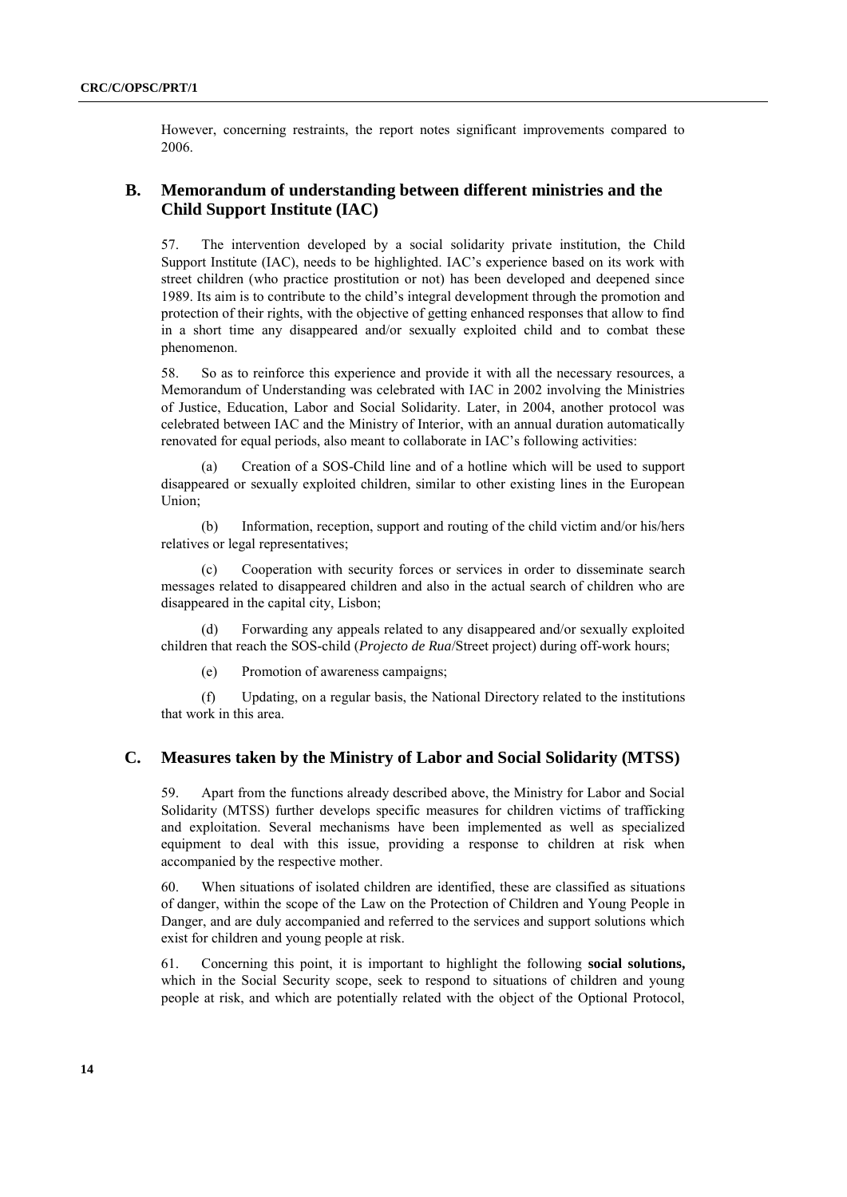However, concerning restraints, the report notes significant improvements compared to 2006.

## B. Memorandum of understanding between different ministries and the Child Support Institute (IAC)

57. The intervention developed by a social solidarity private institution, the Child Support Institute (IAC), needs to be highlighted. IAC's experience based on its work with street children (who practice prostitution or not) has been developed and deepened since 1989. Its aim is to contribute to the child's integral development through the promotion and protection of their rights, with the objective of getting enhanced responses that allow to find in a short time any disappeared and/or sexually exploited child and to combat these phenomenon.

58. So as to reinforce this experience and provide it with all the necessary resources, a Memorandum of Understanding was celebrated with IAC in 2002 involving the Ministries of Justice, Education, Labor and Social Solidarity. Later, in 2004, another protocol was celebrated between IAC and the Ministry of Interior, with an annual duration automatically renovated for equal periods, also meant to collaborate in IAC's following activities:

(a) Creation of a SOS-Child line and of a hotline which will be used to support disappeared or sexually exploited children, similar to other existing lines in the European Union;

(b) Information, reception, support and routing of the child victim and/or his/hers relatives or legal representatives;

(c) Cooperation with security forces or services in order to disseminate search messages related to disappeared children and also in the actual search of children who are disappeared in the capital city, Lisbon;

(d) Forwarding any appeals related to any disappeared and/or sexually exploited children that reach the SOS-child (*Projecto de Rua*/Street project) during off-work hours;

(e) Promotion of awareness campaigns;

(f) Updating, on a regular basis, the National Directory related to the institutions that work in this area.

## C. Measures taken by the Ministry of Labor and Social Solidarity (MTSS)

59. Apart from the functions already described above, the Ministry for Labor and Social Solidarity (MTSS) further develops specific measures for children victims of trafficking and exploitation. Several mechanisms have been implemented as well as specialized equipment to deal with this issue, providing a response to children at risk when accompanied by the respective mother.

60. When situations of isolated children are identified, these are classified as situations of danger, within the scope of the Law on the Protection of Children and Young People in Danger, and are duly accompanied and referred to the services and support solutions which exist for children and young people at risk.

61. Concerning this point, it is important to highlight the following **social solutions,** which in the Social Security scope, seek to respond to situations of children and young people at risk, and which are potentially related with the object of the Optional Protocol,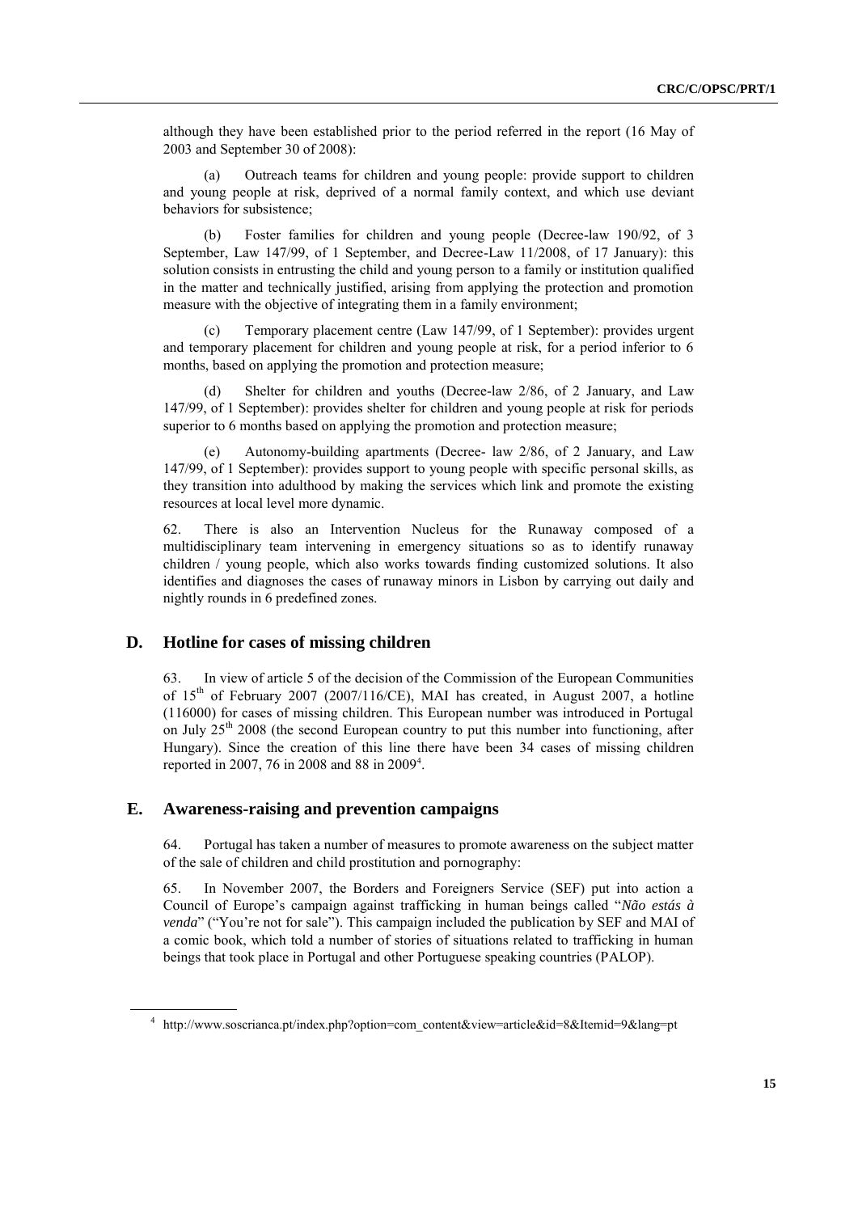although they have been established prior to the period referred in the report (16 May of 2003 and September 30 of 2008):

(a) Outreach teams for children and young people: provide support to children and young people at risk, deprived of a normal family context, and which use deviant behaviors for subsistence;

(b) Foster families for children and young people (Decree-law 190/92, of 3 September, Law 147/99, of 1 September, and Decree-Law 11/2008, of 17 January): this solution consists in entrusting the child and young person to a family or institution qualified in the matter and technically justified, arising from applying the protection and promotion measure with the objective of integrating them in a family environment;

(c) Temporary placement centre (Law 147/99, of 1 September): provides urgent and temporary placement for children and young people at risk, for a period inferior to 6 months, based on applying the promotion and protection measure;

(d) Shelter for children and youths (Decree-law 2/86, of 2 January, and Law 147/99, of 1 September): provides shelter for children and young people at risk for periods superior to 6 months based on applying the promotion and protection measure;

(e) Autonomy-building apartments (Decree- law 2/86, of 2 January, and Law 147/99, of 1 September): provides support to young people with specific personal skills, as they transition into adulthood by making the services which link and promote the existing resources at local level more dynamic.

62. There is also an Intervention Nucleus for the Runaway composed of a multidisciplinary team intervening in emergency situations so as to identify runaway children / young people, which also works towards finding customized solutions. It also identifies and diagnoses the cases of runaway minors in Lisbon by carrying out daily and nightly rounds in 6 predefined zones.

## D. Hotline for cases of missing children

63. In view of article 5 of the decision of the Commission of the European Communities of 15th of February 2007 (2007/116/CE), MAI has created, in August 2007, a hotline (116000) for cases of missing children. This European number was introduced in Portugal on July 25th 2008 (the second European country to put this number into functioning, after Hungary). Since the creation of this line there have been 34 cases of missing children reported in 2007, 76 in 2008 and 88 in 2009[4].

## E. Awareness-raising and prevention campaigns

64. Portugal has taken a number of measures to promote awareness on the subject matter of the sale of children and child prostitution and pornography:

65. In November 2007, the Borders and Foreigners Service (SEF) put into action a Council of Europe's campaign against trafficking in human beings called "*Não estás à venda*" ("You're not for sale"). This campaign included the publication by SEF and MAI of a comic book, which told a number of stories of situations related to trafficking in human beings that took place in Portugal and other Portuguese speaking countries (PALOP).

---

[4] http://www.soscrianca.pt/index.php?option=com_content&view=article&id=8&Itemid=9&lang=pt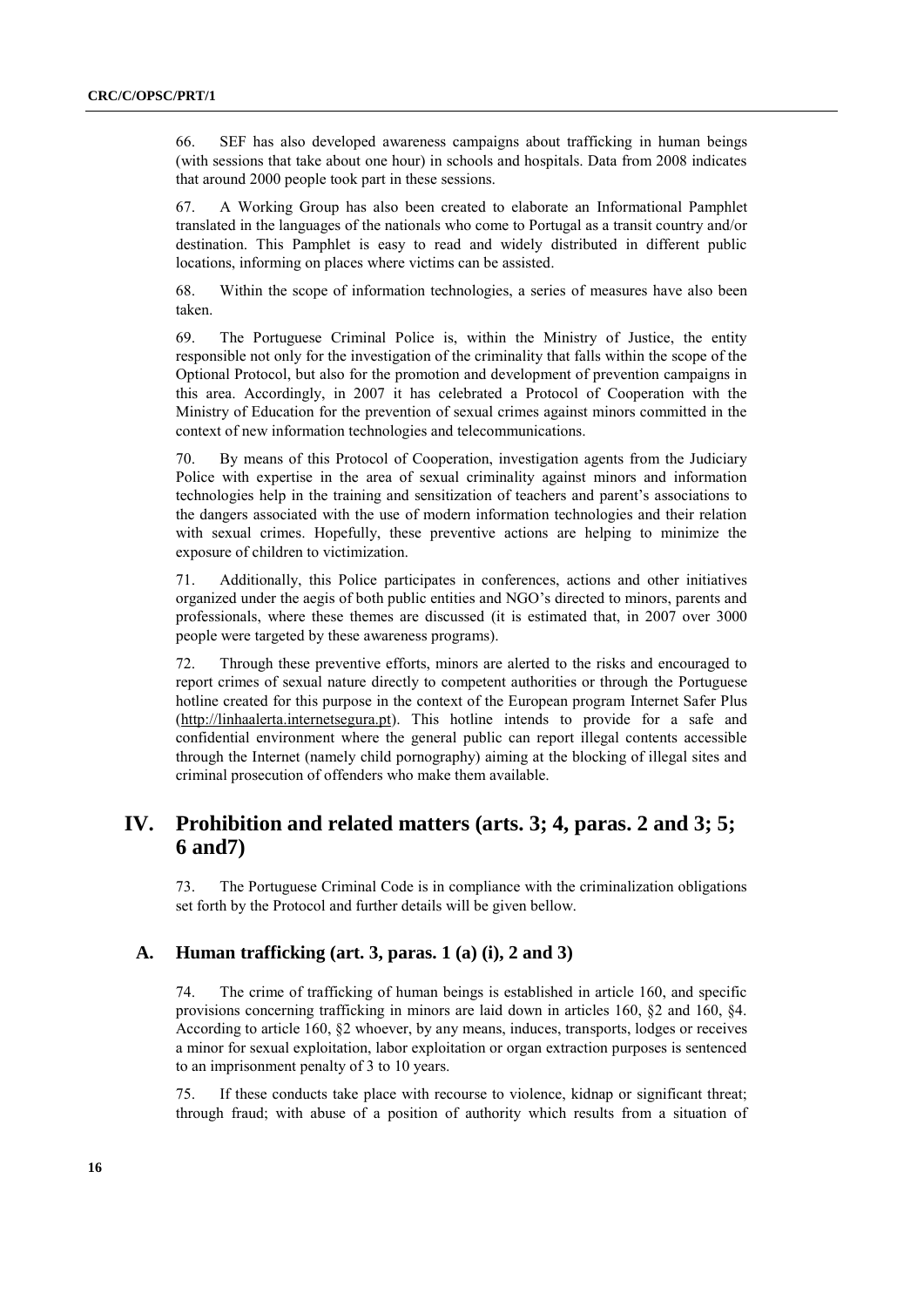66. SEF has also developed awareness campaigns about trafficking in human beings (with sessions that take about one hour) in schools and hospitals. Data from 2008 indicates that around 2000 people took part in these sessions.

67. A Working Group has also been created to elaborate an Informational Pamphlet translated in the languages of the nationals who come to Portugal as a transit country and/or destination. This Pamphlet is easy to read and widely distributed in different public locations, informing on places where victims can be assisted.

68. Within the scope of information technologies, a series of measures have also been taken.

69. The Portuguese Criminal Police is, within the Ministry of Justice, the entity responsible not only for the investigation of the criminality that falls within the scope of the Optional Protocol, but also for the promotion and development of prevention campaigns in this area. Accordingly, in 2007 it has celebrated a Protocol of Cooperation with the Ministry of Education for the prevention of sexual crimes against minors committed in the context of new information technologies and telecommunications.

70. By means of this Protocol of Cooperation, investigation agents from the Judiciary Police with expertise in the area of sexual criminality against minors and information technologies help in the training and sensitization of teachers and parent's associations to the dangers associated with the use of modern information technologies and their relation with sexual crimes. Hopefully, these preventive actions are helping to minimize the exposure of children to victimization.

71. Additionally, this Police participates in conferences, actions and other initiatives organized under the aegis of both public entities and NGO's directed to minors, parents and professionals, where these themes are discussed (it is estimated that, in 2007 over 3000 people were targeted by these awareness programs).

72. Through these preventive efforts, minors are alerted to the risks and encouraged to report crimes of sexual nature directly to competent authorities or through the Portuguese hotline created for this purpose in the context of the European program Internet Safer Plus (http://linhaalerta.internetsegura.pt). This hotline intends to provide for a safe and confidential environment where the general public can report illegal contents accessible through the Internet (namely child pornography) aiming at the blocking of illegal sites and criminal prosecution of offenders who make them available.

## IV. Prohibition and related matters (arts. 3; 4, paras. 2 and 3; 5; 6 and7)

73. The Portuguese Criminal Code is in compliance with the criminalization obligations set forth by the Protocol and further details will be given bellow.

### A. Human trafficking (art. 3, paras. 1 (a) (i), 2 and 3)

74. The crime of trafficking of human beings is established in article 160, and specific provisions concerning trafficking in minors are laid down in articles 160, §2 and 160, §4. According to article 160, §2 whoever, by any means, induces, transports, lodges or receives a minor for sexual exploitation, labor exploitation or organ extraction purposes is sentenced to an imprisonment penalty of 3 to 10 years.

75. If these conducts take place with recourse to violence, kidnap or significant threat; through fraud; with abuse of a position of authority which results from a situation of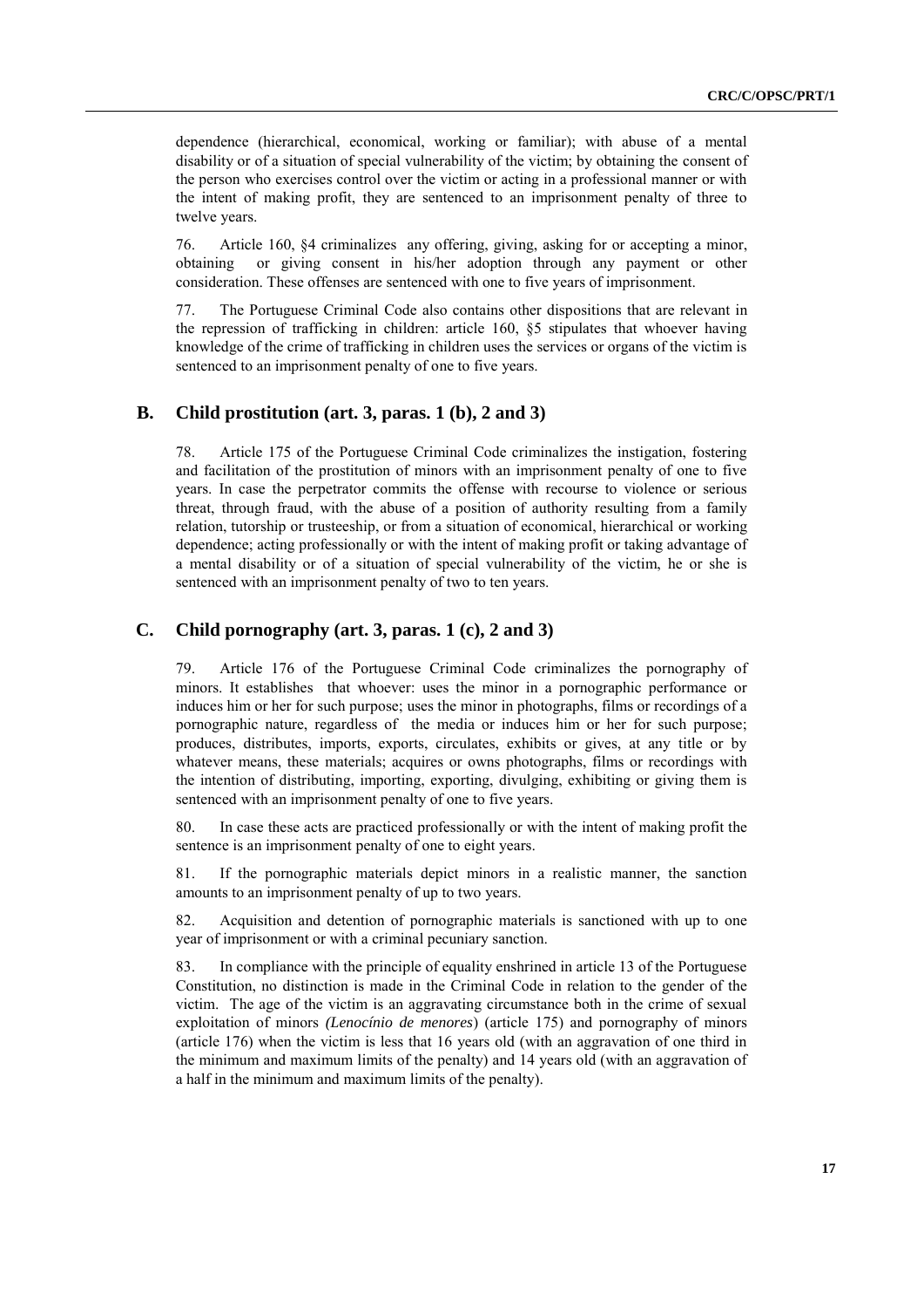dependence (hierarchical, economical, working or familiar); with abuse of a mental disability or of a situation of special vulnerability of the victim; by obtaining the consent of the person who exercises control over the victim or acting in a professional manner or with the intent of making profit, they are sentenced to an imprisonment penalty of three to twelve years.

76. Article 160, §4 criminalizes any offering, giving, asking for or accepting a minor, obtaining or giving consent in his/her adoption through any payment or other consideration. These offenses are sentenced with one to five years of imprisonment.

77. The Portuguese Criminal Code also contains other dispositions that are relevant in the repression of trafficking in children: article 160, §5 stipulates that whoever having knowledge of the crime of trafficking in children uses the services or organs of the victim is sentenced to an imprisonment penalty of one to five years.

## B. Child prostitution (art. 3, paras. 1 (b), 2 and 3)

78. Article 175 of the Portuguese Criminal Code criminalizes the instigation, fostering and facilitation of the prostitution of minors with an imprisonment penalty of one to five years. In case the perpetrator commits the offense with recourse to violence or serious threat, through fraud, with the abuse of a position of authority resulting from a family relation, tutorship or trusteeship, or from a situation of economical, hierarchical or working dependence; acting professionally or with the intent of making profit or taking advantage of a mental disability or of a situation of special vulnerability of the victim, he or she is sentenced with an imprisonment penalty of two to ten years.

## C. Child pornography (art. 3, paras. 1 (c), 2 and 3)

79. Article 176 of the Portuguese Criminal Code criminalizes the pornography of minors. It establishes that whoever: uses the minor in a pornographic performance or induces him or her for such purpose; uses the minor in photographs, films or recordings of a pornographic nature, regardless of the media or induces him or her for such purpose; produces, distributes, imports, exports, circulates, exhibits or gives, at any title or by whatever means, these materials; acquires or owns photographs, films or recordings with the intention of distributing, importing, exporting, divulging, exhibiting or giving them is sentenced with an imprisonment penalty of one to five years.

80. In case these acts are practiced professionally or with the intent of making profit the sentence is an imprisonment penalty of one to eight years.

81. If the pornographic materials depict minors in a realistic manner, the sanction amounts to an imprisonment penalty of up to two years.

82. Acquisition and detention of pornographic materials is sanctioned with up to one year of imprisonment or with a criminal pecuniary sanction.

83. In compliance with the principle of equality enshrined in article 13 of the Portuguese Constitution, no distinction is made in the Criminal Code in relation to the gender of the victim. The age of the victim is an aggravating circumstance both in the crime of sexual exploitation of minors *(Lenocínio de menores*) (article 175) and pornography of minors (article 176) when the victim is less that 16 years old (with an aggravation of one third in the minimum and maximum limits of the penalty) and 14 years old (with an aggravation of a half in the minimum and maximum limits of the penalty).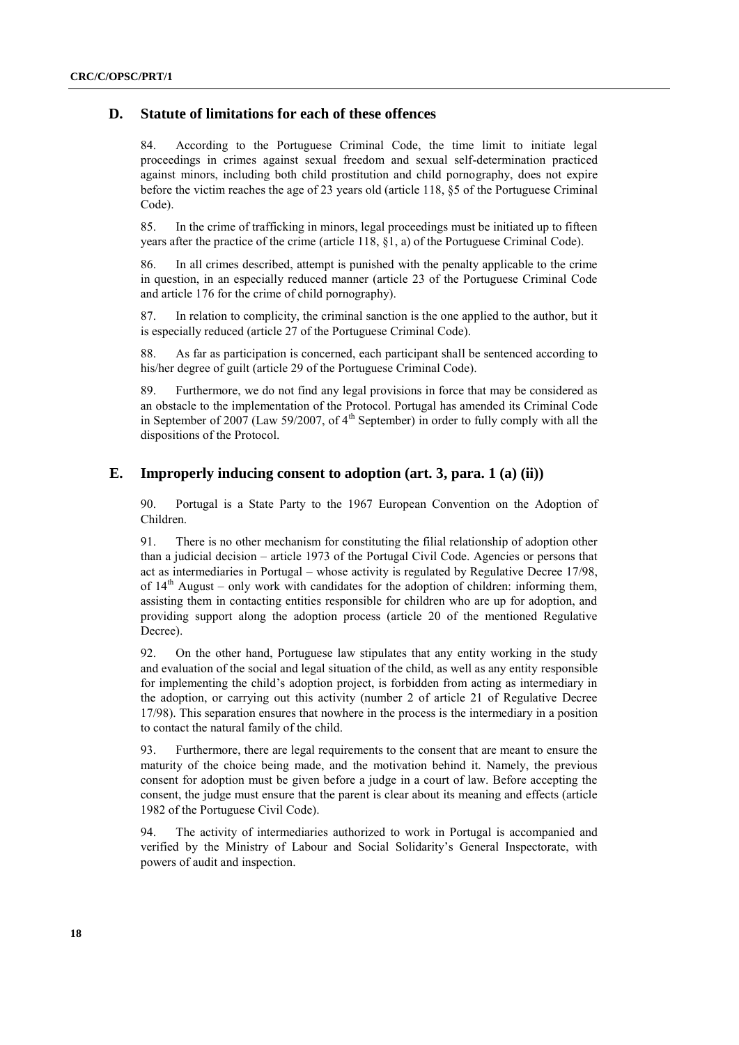## D. Statute of limitations for each of these offences

84. According to the Portuguese Criminal Code, the time limit to initiate legal proceedings in crimes against sexual freedom and sexual self-determination practiced against minors, including both child prostitution and child pornography, does not expire before the victim reaches the age of 23 years old (article 118, §5 of the Portuguese Criminal Code).

85. In the crime of trafficking in minors, legal proceedings must be initiated up to fifteen years after the practice of the crime (article 118, §1, a) of the Portuguese Criminal Code).

86. In all crimes described, attempt is punished with the penalty applicable to the crime in question, in an especially reduced manner (article 23 of the Portuguese Criminal Code and article 176 for the crime of child pornography).

87. In relation to complicity, the criminal sanction is the one applied to the author, but it is especially reduced (article 27 of the Portuguese Criminal Code).

88. As far as participation is concerned, each participant shall be sentenced according to his/her degree of guilt (article 29 of the Portuguese Criminal Code).

89. Furthermore, we do not find any legal provisions in force that may be considered as an obstacle to the implementation of the Protocol. Portugal has amended its Criminal Code in September of 2007 (Law 59/2007, of 4th September) in order to fully comply with all the dispositions of the Protocol.

## E. Improperly inducing consent to adoption (art. 3, para. 1 (a) (ii))

90. Portugal is a State Party to the 1967 European Convention on the Adoption of Children.

91. There is no other mechanism for constituting the filial relationship of adoption other than a judicial decision – article 1973 of the Portugal Civil Code. Agencies or persons that act as intermediaries in Portugal – whose activity is regulated by Regulative Decree 17/98, of 14th August – only work with candidates for the adoption of children: informing them, assisting them in contacting entities responsible for children who are up for adoption, and providing support along the adoption process (article 20 of the mentioned Regulative Decree).

92. On the other hand, Portuguese law stipulates that any entity working in the study and evaluation of the social and legal situation of the child, as well as any entity responsible for implementing the child's adoption project, is forbidden from acting as intermediary in the adoption, or carrying out this activity (number 2 of article 21 of Regulative Decree 17/98). This separation ensures that nowhere in the process is the intermediary in a position to contact the natural family of the child.

93. Furthermore, there are legal requirements to the consent that are meant to ensure the maturity of the choice being made, and the motivation behind it. Namely, the previous consent for adoption must be given before a judge in a court of law. Before accepting the consent, the judge must ensure that the parent is clear about its meaning and effects (article 1982 of the Portuguese Civil Code).

94. The activity of intermediaries authorized to work in Portugal is accompanied and verified by the Ministry of Labour and Social Solidarity's General Inspectorate, with powers of audit and inspection.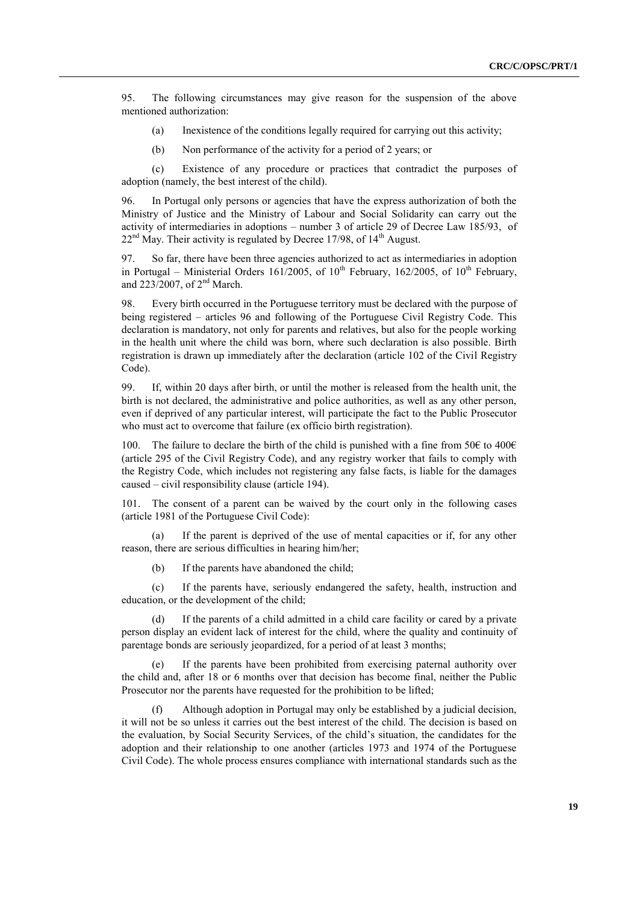95. The following circumstances may give reason for the suspension of the above mentioned authorization:

(a) Inexistence of the conditions legally required for carrying out this activity;

(b) Non performance of the activity for a period of 2 years; or

(c) Existence of any procedure or practices that contradict the purposes of adoption (namely, the best interest of the child).

96. In Portugal only persons or agencies that have the express authorization of both the Ministry of Justice and the Ministry of Labour and Social Solidarity can carry out the activity of intermediaries in adoptions – number 3 of article 29 of Decree Law 185/93, of 22nd May. Their activity is regulated by Decree 17/98, of 14th August.

97. So far, there have been three agencies authorized to act as intermediaries in adoption in Portugal – Ministerial Orders 161/2005, of 10th February, 162/2005, of 10th February, and 223/2007, of 2nd March.

98. Every birth occurred in the Portuguese territory must be declared with the purpose of being registered – articles 96 and following of the Portuguese Civil Registry Code. This declaration is mandatory, not only for parents and relatives, but also for the people working in the health unit where the child was born, where such declaration is also possible. Birth registration is drawn up immediately after the declaration (article 102 of the Civil Registry Code).

99. If, within 20 days after birth, or until the mother is released from the health unit, the birth is not declared, the administrative and police authorities, as well as any other person, even if deprived of any particular interest, will participate the fact to the Public Prosecutor who must act to overcome that failure (ex officio birth registration).

100. The failure to declare the birth of the child is punished with a fine from 50€ to 400€ (article 295 of the Civil Registry Code), and any registry worker that fails to comply with the Registry Code, which includes not registering any false facts, is liable for the damages caused – civil responsibility clause (article 194).

101. The consent of a parent can be waived by the court only in the following cases (article 1981 of the Portuguese Civil Code):

(a) If the parent is deprived of the use of mental capacities or if, for any other reason, there are serious difficulties in hearing him/her;

(b) If the parents have abandoned the child;

(c) If the parents have, seriously endangered the safety, health, instruction and education, or the development of the child;

(d) If the parents of a child admitted in a child care facility or cared by a private person display an evident lack of interest for the child, where the quality and continuity of parentage bonds are seriously jeopardized, for a period of at least 3 months;

(e) If the parents have been prohibited from exercising paternal authority over the child and, after 18 or 6 months over that decision has become final, neither the Public Prosecutor nor the parents have requested for the prohibition to be lifted;

(f) Although adoption in Portugal may only be established by a judicial decision, it will not be so unless it carries out the best interest of the child. The decision is based on the evaluation, by Social Security Services, of the child's situation, the candidates for the adoption and their relationship to one another (articles 1973 and 1974 of the Portuguese Civil Code). The whole process ensures compliance with international standards such as the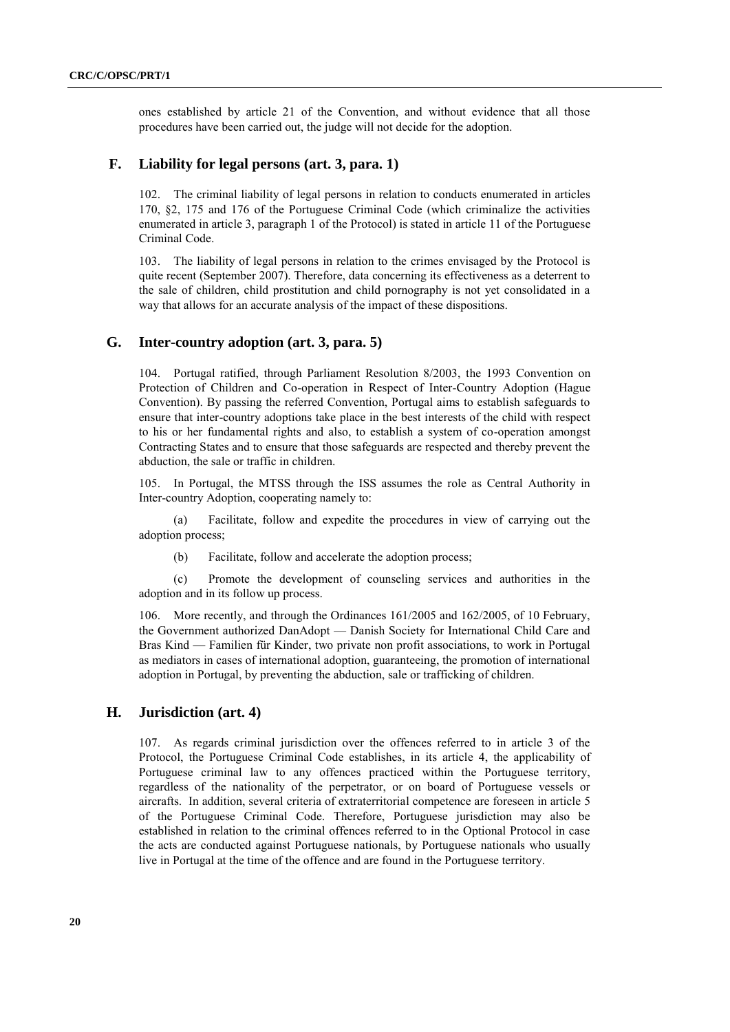ones established by article 21 of the Convention, and without evidence that all those procedures have been carried out, the judge will not decide for the adoption.

## F. Liability for legal persons (art. 3, para. 1)

102. The criminal liability of legal persons in relation to conducts enumerated in articles 170, §2, 175 and 176 of the Portuguese Criminal Code (which criminalize the activities enumerated in article 3, paragraph 1 of the Protocol) is stated in article 11 of the Portuguese Criminal Code.

103. The liability of legal persons in relation to the crimes envisaged by the Protocol is quite recent (September 2007). Therefore, data concerning its effectiveness as a deterrent to the sale of children, child prostitution and child pornography is not yet consolidated in a way that allows for an accurate analysis of the impact of these dispositions.

## G. Inter-country adoption (art. 3, para. 5)

104. Portugal ratified, through Parliament Resolution 8/2003, the 1993 Convention on Protection of Children and Co-operation in Respect of Inter-Country Adoption (Hague Convention). By passing the referred Convention, Portugal aims to establish safeguards to ensure that inter-country adoptions take place in the best interests of the child with respect to his or her fundamental rights and also, to establish a system of co-operation amongst Contracting States and to ensure that those safeguards are respected and thereby prevent the abduction, the sale or traffic in children.

105. In Portugal, the MTSS through the ISS assumes the role as Central Authority in Inter-country Adoption, cooperating namely to:

(a) Facilitate, follow and expedite the procedures in view of carrying out the adoption process;

(b) Facilitate, follow and accelerate the adoption process;

(c) Promote the development of counseling services and authorities in the adoption and in its follow up process.

106. More recently, and through the Ordinances 161/2005 and 162/2005, of 10 February, the Government authorized DanAdopt — Danish Society for International Child Care and Bras Kind — Familien für Kinder, two private non profit associations, to work in Portugal as mediators in cases of international adoption, guaranteeing, the promotion of international adoption in Portugal, by preventing the abduction, sale or trafficking of children.

## H. Jurisdiction (art. 4)

107. As regards criminal jurisdiction over the offences referred to in article 3 of the Protocol, the Portuguese Criminal Code establishes, in its article 4, the applicability of Portuguese criminal law to any offences practiced within the Portuguese territory, regardless of the nationality of the perpetrator, or on board of Portuguese vessels or aircrafts. In addition, several criteria of extraterritorial competence are foreseen in article 5 of the Portuguese Criminal Code. Therefore, Portuguese jurisdiction may also be established in relation to the criminal offences referred to in the Optional Protocol in case the acts are conducted against Portuguese nationals, by Portuguese nationals who usually live in Portugal at the time of the offence and are found in the Portuguese territory.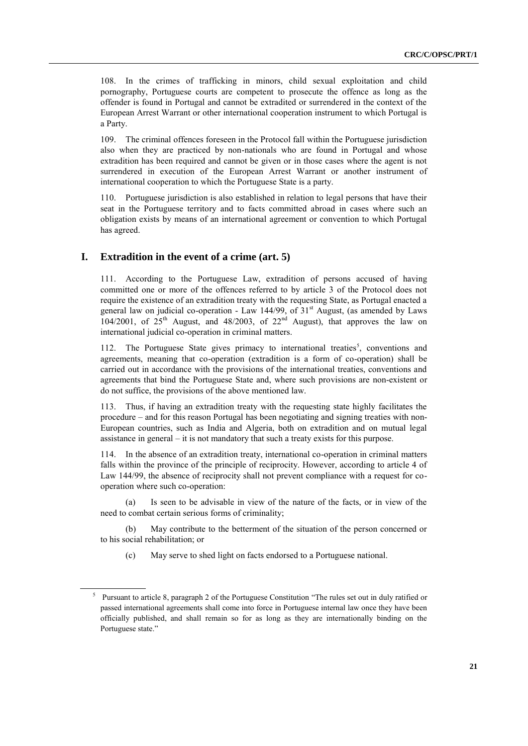108. In the crimes of trafficking in minors, child sexual exploitation and child pornography, Portuguese courts are competent to prosecute the offence as long as the offender is found in Portugal and cannot be extradited or surrendered in the context of the European Arrest Warrant or other international cooperation instrument to which Portugal is a Party.

109. The criminal offences foreseen in the Protocol fall within the Portuguese jurisdiction also when they are practiced by non-nationals who are found in Portugal and whose extradition has been required and cannot be given or in those cases where the agent is not surrendered in execution of the European Arrest Warrant or another instrument of international cooperation to which the Portuguese State is a party.

110. Portuguese jurisdiction is also established in relation to legal persons that have their seat in the Portuguese territory and to facts committed abroad in cases where such an obligation exists by means of an international agreement or convention to which Portugal has agreed.

## I. Extradition in the event of a crime (art. 5)

111. According to the Portuguese Law, extradition of persons accused of having committed one or more of the offences referred to by article 3 of the Protocol does not require the existence of an extradition treaty with the requesting State, as Portugal enacted a general law on judicial co-operation - Law 144/99, of 31st August, (as amended by Laws 104/2001, of 25th August, and 48/2003, of 22nd August), that approves the law on international judicial co-operation in criminal matters.

112. The Portuguese State gives primacy to international treaties[5], conventions and agreements, meaning that co-operation (extradition is a form of co-operation) shall be carried out in accordance with the provisions of the international treaties, conventions and agreements that bind the Portuguese State and, where such provisions are non-existent or do not suffice, the provisions of the above mentioned law.

113. Thus, if having an extradition treaty with the requesting state highly facilitates the procedure – and for this reason Portugal has been negotiating and signing treaties with non-European countries, such as India and Algeria, both on extradition and on mutual legal assistance in general – it is not mandatory that such a treaty exists for this purpose.

114. In the absence of an extradition treaty, international co-operation in criminal matters falls within the province of the principle of reciprocity. However, according to article 4 of Law 144/99, the absence of reciprocity shall not prevent compliance with a request for co-operation where such co-operation:

(a) Is seen to be advisable in view of the nature of the facts, or in view of the need to combat certain serious forms of criminality;

(b) May contribute to the betterment of the situation of the person concerned or to his social rehabilitation; or

(c) May serve to shed light on facts endorsed to a Portuguese national.

---

[5] Pursuant to article 8, paragraph 2 of the Portuguese Constitution "The rules set out in duly ratified or passed international agreements shall come into force in Portuguese internal law once they have been officially published, and shall remain so for as long as they are internationally binding on the Portuguese state."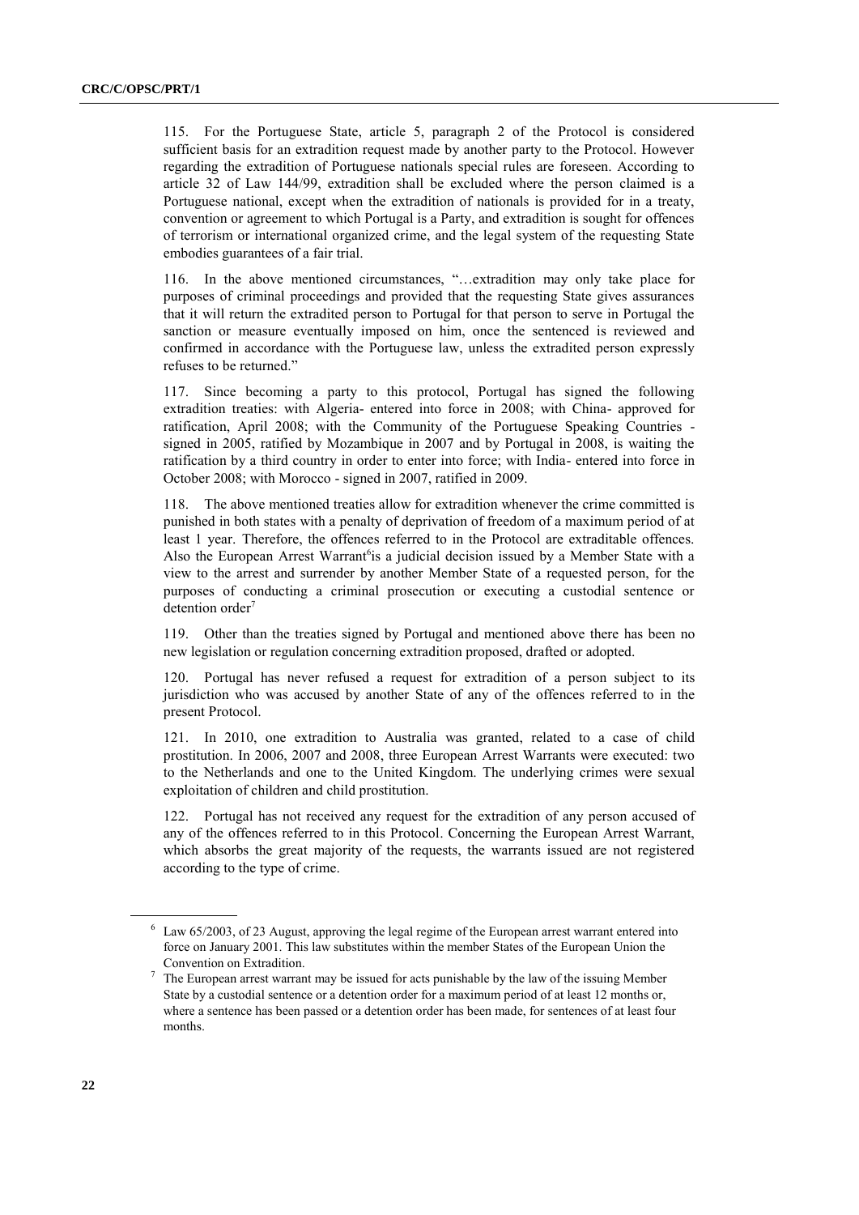115. For the Portuguese State, article 5, paragraph 2 of the Protocol is considered sufficient basis for an extradition request made by another party to the Protocol. However regarding the extradition of Portuguese nationals special rules are foreseen. According to article 32 of Law 144/99, extradition shall be excluded where the person claimed is a Portuguese national, except when the extradition of nationals is provided for in a treaty, convention or agreement to which Portugal is a Party, and extradition is sought for offences of terrorism or international organized crime, and the legal system of the requesting State embodies guarantees of a fair trial.

116. In the above mentioned circumstances, "…extradition may only take place for purposes of criminal proceedings and provided that the requesting State gives assurances that it will return the extradited person to Portugal for that person to serve in Portugal the sanction or measure eventually imposed on him, once the sentenced is reviewed and confirmed in accordance with the Portuguese law, unless the extradited person expressly refuses to be returned."

117. Since becoming a party to this protocol, Portugal has signed the following extradition treaties: with Algeria- entered into force in 2008; with China- approved for ratification, April 2008; with the Community of the Portuguese Speaking Countries - signed in 2005, ratified by Mozambique in 2007 and by Portugal in 2008, is waiting the ratification by a third country in order to enter into force; with India- entered into force in October 2008; with Morocco - signed in 2007, ratified in 2009.

118. The above mentioned treaties allow for extradition whenever the crime committed is punished in both states with a penalty of deprivation of freedom of a maximum period of at least 1 year. Therefore, the offences referred to in the Protocol are extraditable offences. Also the European Arrest Warrant[6]is a judicial decision issued by a Member State with a view to the arrest and surrender by another Member State of a requested person, for the purposes of conducting a criminal prosecution or executing a custodial sentence or detention order[7]

119. Other than the treaties signed by Portugal and mentioned above there has been no new legislation or regulation concerning extradition proposed, drafted or adopted.

120. Portugal has never refused a request for extradition of a person subject to its jurisdiction who was accused by another State of any of the offences referred to in the present Protocol.

121. In 2010, one extradition to Australia was granted, related to a case of child prostitution. In 2006, 2007 and 2008, three European Arrest Warrants were executed: two to the Netherlands and one to the United Kingdom. The underlying crimes were sexual exploitation of children and child prostitution.

122. Portugal has not received any request for the extradition of any person accused of any of the offences referred to in this Protocol. Concerning the European Arrest Warrant, which absorbs the great majority of the requests, the warrants issued are not registered according to the type of crime.

---

[6] Law 65/2003, of 23 August, approving the legal regime of the European arrest warrant entered into force on January 2001. This law substitutes within the member States of the European Union the Convention on Extradition.

[7] The European arrest warrant may be issued for acts punishable by the law of the issuing Member State by a custodial sentence or a detention order for a maximum period of at least 12 months or, where a sentence has been passed or a detention order has been made, for sentences of at least four months.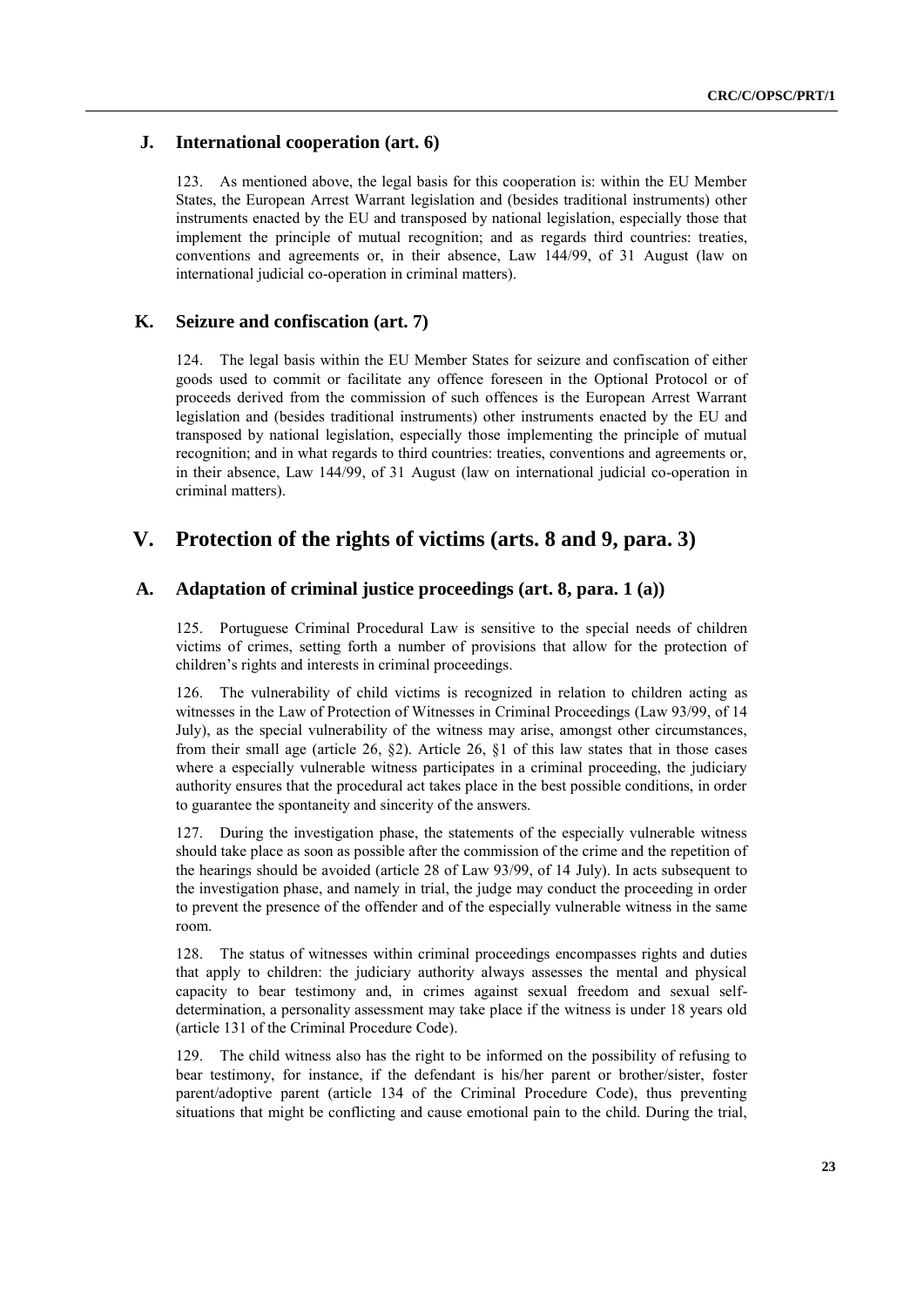## J. International cooperation (art. 6)

123. As mentioned above, the legal basis for this cooperation is: within the EU Member States, the European Arrest Warrant legislation and (besides traditional instruments) other instruments enacted by the EU and transposed by national legislation, especially those that implement the principle of mutual recognition; and as regards third countries: treaties, conventions and agreements or, in their absence, Law 144/99, of 31 August (law on international judicial co-operation in criminal matters).

## K. Seizure and confiscation (art. 7)

124. The legal basis within the EU Member States for seizure and confiscation of either goods used to commit or facilitate any offence foreseen in the Optional Protocol or of proceeds derived from the commission of such offences is the European Arrest Warrant legislation and (besides traditional instruments) other instruments enacted by the EU and transposed by national legislation, especially those implementing the principle of mutual recognition; and in what regards to third countries: treaties, conventions and agreements or, in their absence, Law 144/99, of 31 August (law on international judicial co-operation in criminal matters).

# V. Protection of the rights of victims (arts. 8 and 9, para. 3)

## A. Adaptation of criminal justice proceedings (art. 8, para. 1 (a))

125. Portuguese Criminal Procedural Law is sensitive to the special needs of children victims of crimes, setting forth a number of provisions that allow for the protection of children's rights and interests in criminal proceedings.

126. The vulnerability of child victims is recognized in relation to children acting as witnesses in the Law of Protection of Witnesses in Criminal Proceedings (Law 93/99, of 14 July), as the special vulnerability of the witness may arise, amongst other circumstances, from their small age (article 26, §2). Article 26, §1 of this law states that in those cases where a especially vulnerable witness participates in a criminal proceeding, the judiciary authority ensures that the procedural act takes place in the best possible conditions, in order to guarantee the spontaneity and sincerity of the answers.

127. During the investigation phase, the statements of the especially vulnerable witness should take place as soon as possible after the commission of the crime and the repetition of the hearings should be avoided (article 28 of Law 93/99, of 14 July). In acts subsequent to the investigation phase, and namely in trial, the judge may conduct the proceeding in order to prevent the presence of the offender and of the especially vulnerable witness in the same room.

128. The status of witnesses within criminal proceedings encompasses rights and duties that apply to children: the judiciary authority always assesses the mental and physical capacity to bear testimony and, in crimes against sexual freedom and sexual self-determination, a personality assessment may take place if the witness is under 18 years old (article 131 of the Criminal Procedure Code).

129. The child witness also has the right to be informed on the possibility of refusing to bear testimony, for instance, if the defendant is his/her parent or brother/sister, foster parent/adoptive parent (article 134 of the Criminal Procedure Code), thus preventing situations that might be conflicting and cause emotional pain to the child. During the trial,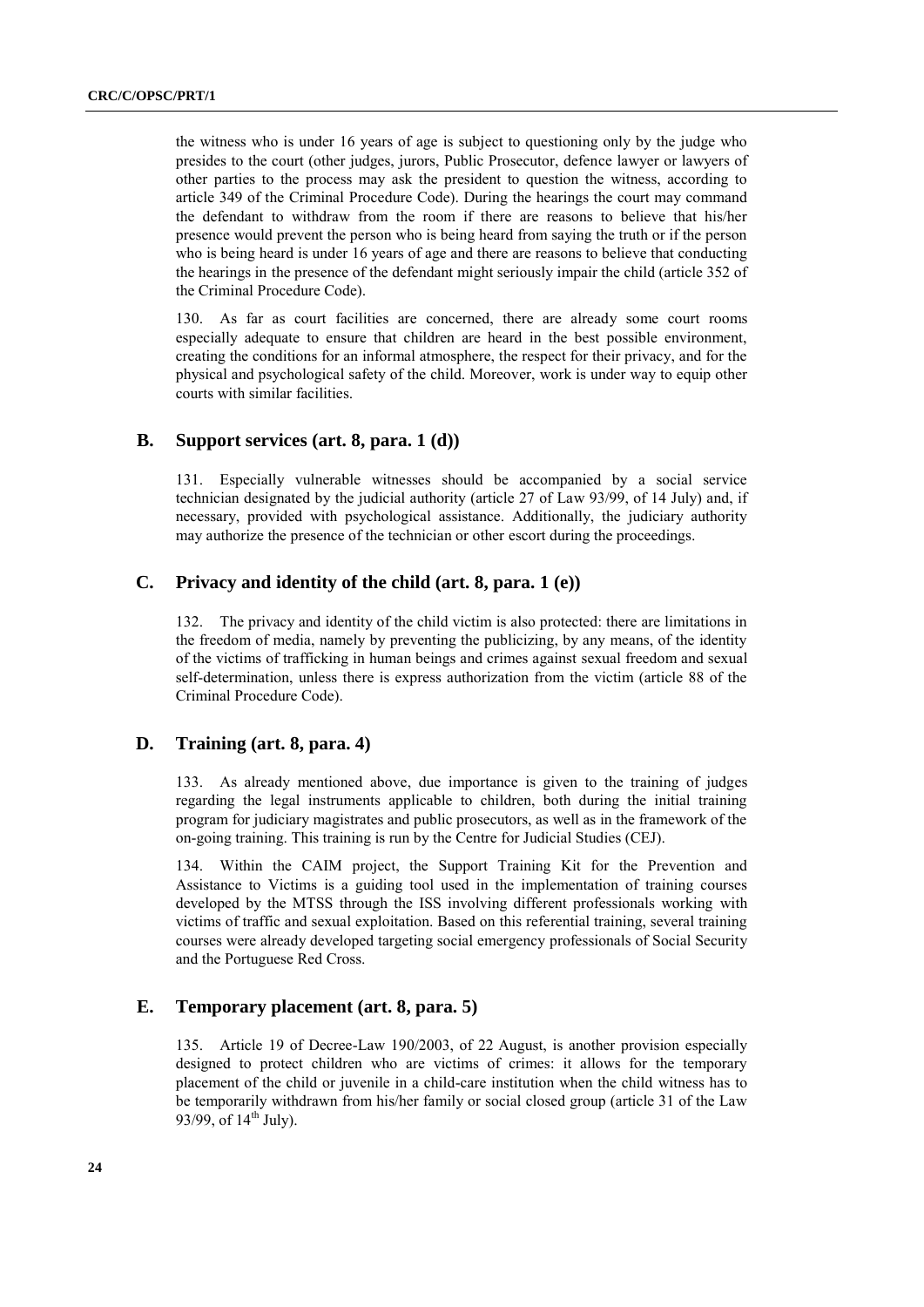the witness who is under 16 years of age is subject to questioning only by the judge who presides to the court (other judges, jurors, Public Prosecutor, defence lawyer or lawyers of other parties to the process may ask the president to question the witness, according to article 349 of the Criminal Procedure Code). During the hearings the court may command the defendant to withdraw from the room if there are reasons to believe that his/her presence would prevent the person who is being heard from saying the truth or if the person who is being heard is under 16 years of age and there are reasons to believe that conducting the hearings in the presence of the defendant might seriously impair the child (article 352 of the Criminal Procedure Code).

130. As far as court facilities are concerned, there are already some court rooms especially adequate to ensure that children are heard in the best possible environment, creating the conditions for an informal atmosphere, the respect for their privacy, and for the physical and psychological safety of the child. Moreover, work is under way to equip other courts with similar facilities.

## B. Support services (art. 8, para. 1 (d))

131. Especially vulnerable witnesses should be accompanied by a social service technician designated by the judicial authority (article 27 of Law 93/99, of 14 July) and, if necessary, provided with psychological assistance. Additionally, the judiciary authority may authorize the presence of the technician or other escort during the proceedings.

## C. Privacy and identity of the child (art. 8, para. 1 (e))

132. The privacy and identity of the child victim is also protected: there are limitations in the freedom of media, namely by preventing the publicizing, by any means, of the identity of the victims of trafficking in human beings and crimes against sexual freedom and sexual self-determination, unless there is express authorization from the victim (article 88 of the Criminal Procedure Code).

## D. Training (art. 8, para. 4)

133. As already mentioned above, due importance is given to the training of judges regarding the legal instruments applicable to children, both during the initial training program for judiciary magistrates and public prosecutors, as well as in the framework of the on-going training. This training is run by the Centre for Judicial Studies (CEJ).

134. Within the CAIM project, the Support Training Kit for the Prevention and Assistance to Victims is a guiding tool used in the implementation of training courses developed by the MTSS through the ISS involving different professionals working with victims of traffic and sexual exploitation. Based on this referential training, several training courses were already developed targeting social emergency professionals of Social Security and the Portuguese Red Cross.

## E. Temporary placement (art. 8, para. 5)

135. Article 19 of Decree-Law 190/2003, of 22 August, is another provision especially designed to protect children who are victims of crimes: it allows for the temporary placement of the child or juvenile in a child-care institution when the child witness has to be temporarily withdrawn from his/her family or social closed group (article 31 of the Law 93/99, of 14th July).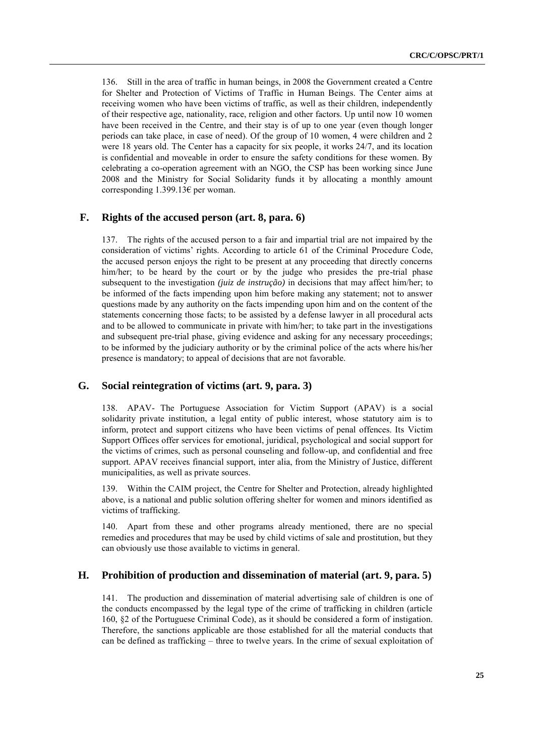136. Still in the area of traffic in human beings, in 2008 the Government created a Centre for Shelter and Protection of Victims of Traffic in Human Beings. The Center aims at receiving women who have been victims of traffic, as well as their children, independently of their respective age, nationality, race, religion and other factors. Up until now 10 women have been received in the Centre, and their stay is of up to one year (even though longer periods can take place, in case of need). Of the group of 10 women, 4 were children and 2 were 18 years old. The Center has a capacity for six people, it works 24/7, and its location is confidential and moveable in order to ensure the safety conditions for these women. By celebrating a co-operation agreement with an NGO, the CSP has been working since June 2008 and the Ministry for Social Solidarity funds it by allocating a monthly amount corresponding 1.399.13€ per woman.

## F. Rights of the accused person (art. 8, para. 6)

137. The rights of the accused person to a fair and impartial trial are not impaired by the consideration of victims' rights. According to article 61 of the Criminal Procedure Code, the accused person enjoys the right to be present at any proceeding that directly concerns him/her; to be heard by the court or by the judge who presides the pre-trial phase subsequent to the investigation *(juiz de instrução)* in decisions that may affect him/her; to be informed of the facts impending upon him before making any statement; not to answer questions made by any authority on the facts impending upon him and on the content of the statements concerning those facts; to be assisted by a defense lawyer in all procedural acts and to be allowed to communicate in private with him/her; to take part in the investigations and subsequent pre-trial phase, giving evidence and asking for any necessary proceedings; to be informed by the judiciary authority or by the criminal police of the acts where his/her presence is mandatory; to appeal of decisions that are not favorable.

## G. Social reintegration of victims (art. 9, para. 3)

138. APAV- The Portuguese Association for Victim Support (APAV) is a social solidarity private institution, a legal entity of public interest, whose statutory aim is to inform, protect and support citizens who have been victims of penal offences. Its Victim Support Offices offer services for emotional, juridical, psychological and social support for the victims of crimes, such as personal counseling and follow-up, and confidential and free support. APAV receives financial support, inter alia, from the Ministry of Justice, different municipalities, as well as private sources.

139. Within the CAIM project, the Centre for Shelter and Protection, already highlighted above, is a national and public solution offering shelter for women and minors identified as victims of trafficking.

140. Apart from these and other programs already mentioned, there are no special remedies and procedures that may be used by child victims of sale and prostitution, but they can obviously use those available to victims in general.

## H. Prohibition of production and dissemination of material (art. 9, para. 5)

141. The production and dissemination of material advertising sale of children is one of the conducts encompassed by the legal type of the crime of trafficking in children (article 160, §2 of the Portuguese Criminal Code), as it should be considered a form of instigation. Therefore, the sanctions applicable are those established for all the material conducts that can be defined as trafficking – three to twelve years. In the crime of sexual exploitation of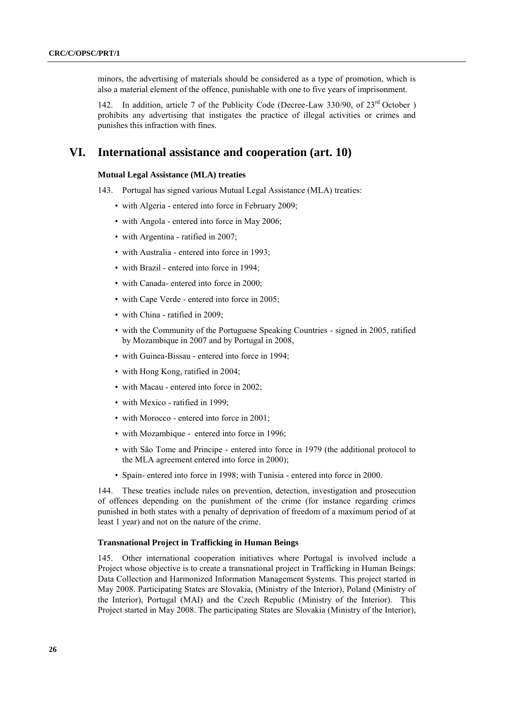minors, the advertising of materials should be considered as a type of promotion, which is also a material element of the offence, punishable with one to five years of imprisonment.

142. In addition, article 7 of the Publicity Code (Decree-Law 330/90, of 23rd October ) prohibits any advertising that instigates the practice of illegal activities or crimes and punishes this infraction with fines.

# VI. International assistance and cooperation (art. 10)

### Mutual Legal Assistance (MLA) treaties

143. Portugal has signed various Mutual Legal Assistance (MLA) treaties:

- with Algeria - entered into force in February 2009;
- with Angola - entered into force in May 2006;
- with Argentina - ratified in 2007;
- with Australia - entered into force in 1993;
- with Brazil - entered into force in 1994;
- with Canada- entered into force in 2000;
- with Cape Verde - entered into force in 2005;
- with China - ratified in 2009;
- with the Community of the Portuguese Speaking Countries - signed in 2005, ratified by Mozambique in 2007 and by Portugal in 2008,
- with Guinea-Bissau - entered into force in 1994;
- with Hong Kong, ratified in 2004;
- with Macau - entered into force in 2002;
- with Mexico - ratified in 1999;
- with Morocco - entered into force in 2001;
- with Mozambique - entered into force in 1996;
- with São Tome and Principe - entered into force in 1979 (the additional protocol to the MLA agreement entered into force in 2000);
- Spain- entered into force in 1998; with Tunisia - entered into force in 2000.

144. These treaties include rules on prevention, detection, investigation and prosecution of offences depending on the punishment of the crime (for instance regarding crimes punished in both states with a penalty of deprivation of freedom of a maximum period of at least 1 year) and not on the nature of the crime.

### Transnational Project in Trafficking in Human Beings

145. Other international cooperation initiatives where Portugal is involved include a Project whose objective is to create a transnational project in Trafficking in Human Beings: Data Collection and Harmonized Information Management Systems. This project started in May 2008. Participating States are Slovakia, (Ministry of the Interior), Poland (Ministry of the Interior), Portugal (MAI) and the Czech Republic (Ministry of the Interior). This Project started in May 2008. The participating States are Slovakia (Ministry of the Interior),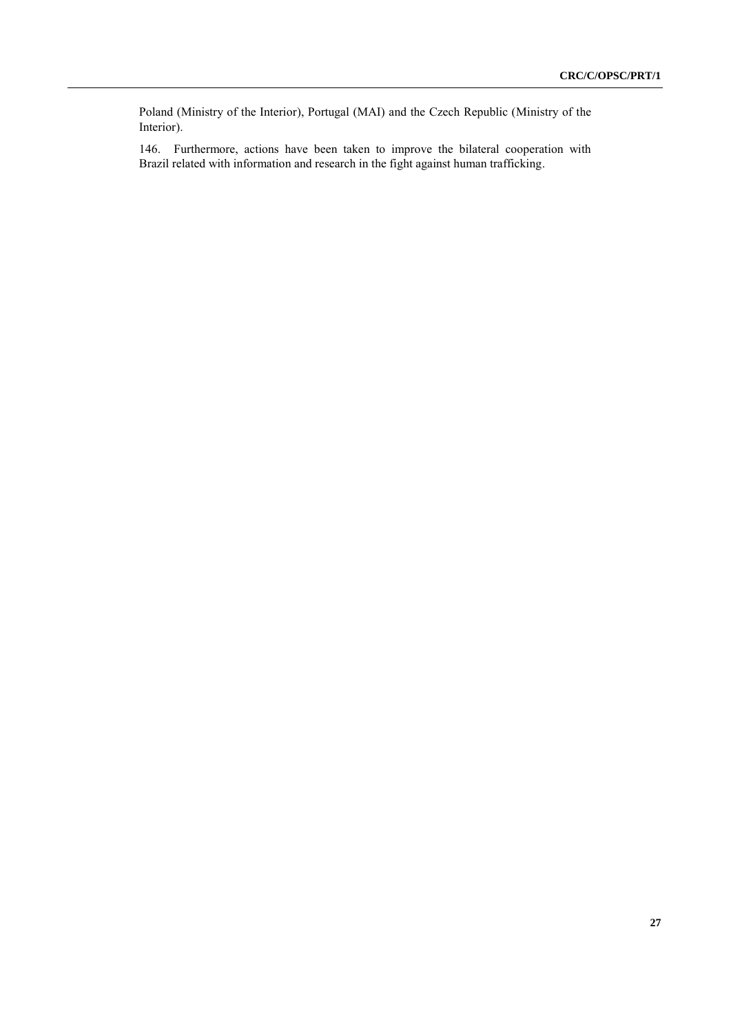Poland (Ministry of the Interior), Portugal (MAI) and the Czech Republic (Ministry of the Interior).

146. Furthermore, actions have been taken to improve the bilateral cooperation with Brazil related with information and research in the fight against human trafficking.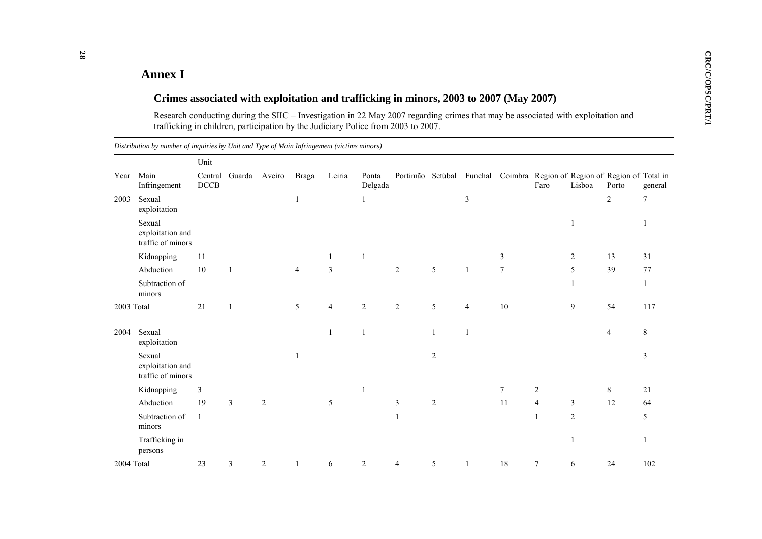# Annex I

## Crimes associated with exploitation and trafficking in minors, 2003 to 2007 (May 2007)

Research conducting during the SIIC – Investigation in 22 May 2007 regarding crimes that may be associated with exploitation and trafficking in children, participation by the Judiciary Police from 2003 to 2007.

*Distribution by number of inquiries by Unit and Type of Main Infringement (victims minors)*

| | | Unit | | | | | | | | | | | | | |
|---|---|---|---|---|---|---|---|---|---|---|---|---|---|---|---|
| Year | Main Infringement | Central DCCB | Guarda | Aveiro | Braga | Leiria | Ponta Delgada | Portimão | Setúbal | Funchal | Coimbra | Region of Faro | Region of Lisboa | Region of Porto | Total in general |
| 2003 | Sexual exploitation | | | | 1 | | 1 | | | 3 | | | | 2 | 7 |
| | Sexual exploitation and traffic of minors | | | | | | | | | | | | 1 | | 1 |
| | Kidnapping | 11 | | | | 1 | 1 | | | | 3 | | 2 | 13 | 31 |
| | Abduction | 10 | 1 | | 4 | 3 | | 2 | 5 | 1 | 7 | | 5 | 39 | 77 |
| | Subtraction of minors | | | | | | | | | | | | 1 | | 1 |
| 2003 Total | | 21 | 1 | | 5 | 4 | 2 | 2 | 5 | 4 | 10 | | 9 | 54 | 117 |
| 2004 | Sexual exploitation | | | | | 1 | 1 | | 1 | 1 | | | | 4 | 8 |
| | Sexual exploitation and traffic of minors | | | | 1 | | | | 2 | | | | | | 3 |
| | Kidnapping | 3 | | | | | 1 | | | | 7 | 2 | | 8 | 21 |
| | Abduction | 19 | 3 | 2 | | 5 | | 3 | 2 | | 11 | 4 | 3 | 12 | 64 |
| | Subtraction of minors | 1 | | | | | | 1 | | | | 1 | 2 | | 5 |
| | Trafficking in persons | | | | | | | | | | | | 1 | | 1 |
| 2004 Total | | 23 | 3 | 2 | 1 | 6 | 2 | 4 | 5 | 1 | 18 | 7 | 6 | 24 | 102 |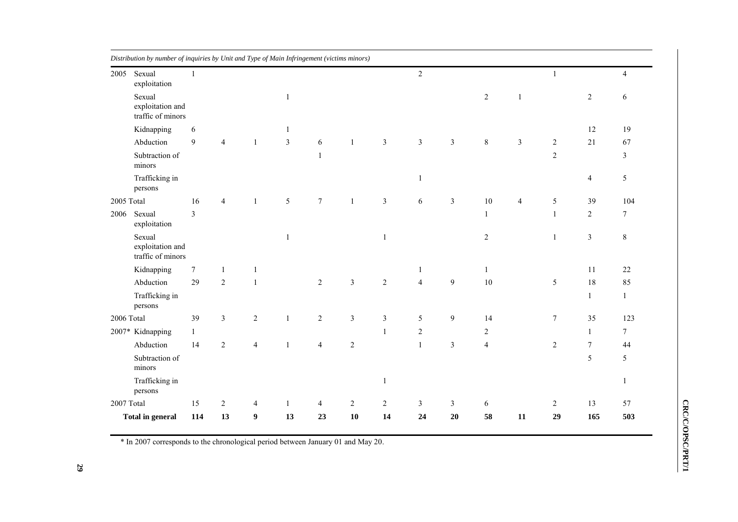*Distribution by number of inquiries by Unit and Type of Main Infringement (victims minors)*

| | | | | | | | | | | | | | | | |
|---|---|---|---|---|---|---|---|---|---|---|---|---|---|---|---|
| 2005 | Sexual exploitation | 1 | | | | | | | 2 | | | | 1 | | 4 |
| | Sexual exploitation and traffic of minors | | | | 1 | | | | | | 2 | 1 | | 2 | 6 |
| | Kidnapping | 6 | | | 1 | | | | | | | | | 12 | 19 |
| | Abduction | 9 | 4 | 1 | 3 | 6 | 1 | 3 | 3 | 3 | 8 | 3 | 2 | 21 | 67 |
| | Subtraction of minors | | | | | 1 | | | | | | | 2 | | 3 |
| | Trafficking in persons | | | | | | | | 1 | | | | | 4 | 5 |
| 2005 Total | | 16 | 4 | 1 | 5 | 7 | 1 | 3 | 6 | 3 | 10 | 4 | 5 | 39 | 104 |
| 2006 | Sexual exploitation | 3 | | | | | | | | | 1 | | 1 | 2 | 7 |
| | Sexual exploitation and traffic of minors | | | | 1 | | | 1 | | | 2 | | 1 | 3 | 8 |
| | Kidnapping | 7 | 1 | 1 | | | | | 1 | | 1 | | | 11 | 22 |
| | Abduction | 29 | 2 | 1 | | 2 | 3 | 2 | 4 | 9 | 10 | | 5 | 18 | 85 |
| | Trafficking in persons | | | | | | | | | | | | | 1 | 1 |
| 2006 Total | | 39 | 3 | 2 | 1 | 2 | 3 | 3 | 5 | 9 | 14 | | 7 | 35 | 123 |
| 2007* | Kidnapping | 1 | | | | | | 1 | 2 | | 2 | | | 1 | 7 |
| | Abduction | 14 | 2 | 4 | 1 | 4 | 2 | | 1 | 3 | 4 | | 2 | 7 | 44 |
| | Subtraction of minors | | | | | | | | | | | | | 5 | 5 |
| | Trafficking in persons | | | | | | | 1 | | | | | | | 1 |
| 2007 Total | | 15 | 2 | 4 | 1 | 4 | 2 | 2 | 3 | 3 | 6 | | 2 | 13 | 57 |
| **Total in general** | | **114** | **13** | **9** | **13** | **23** | **10** | **14** | **24** | **20** | **58** | **11** | **29** | **165** | **503** |

* In 2007 corresponds to the chronological period between January 01 and May 20.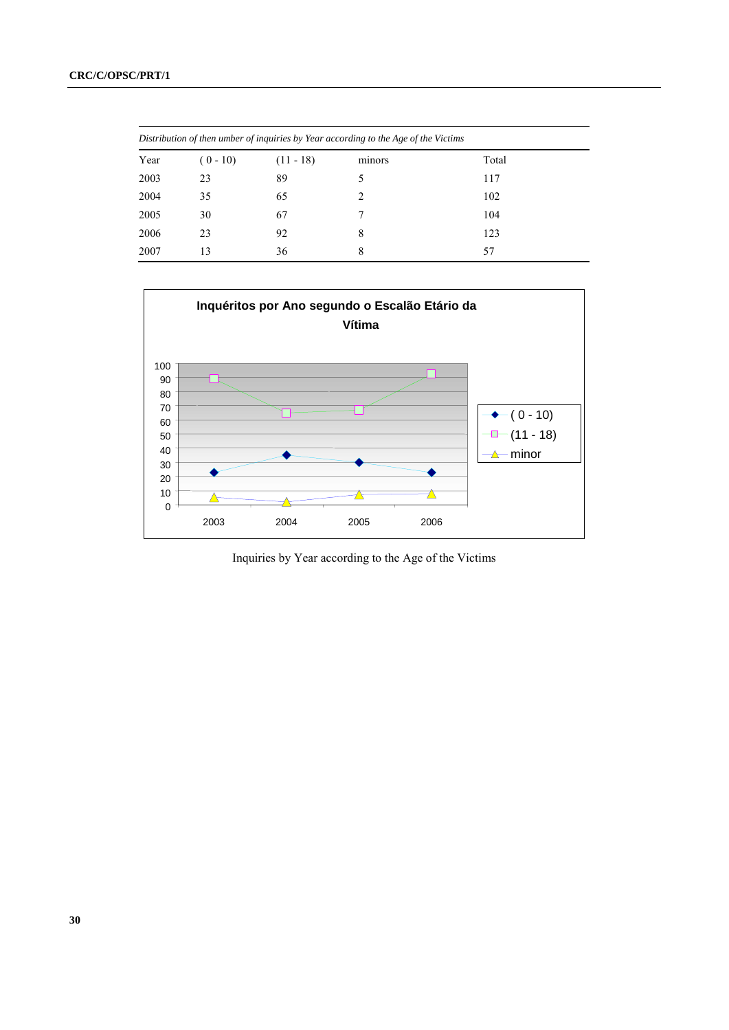*Distribution of then umber of inquiries by Year according to the Age of the Victims*

| Year | ( 0 - 10) | (11 - 18) | minors | Total |
|---|---|---|---|---|
| 2003 | 23 | 89 | 5 | 117 |
| 2004 | 35 | 65 | 2 | 102 |
| 2005 | 30 | 67 | 7 | 104 |
| 2006 | 23 | 92 | 8 | 123 |
| 2007 | 13 | 36 | 8 | 57 |

**Inquéritos por Ano segundo o Escalão Etário da Vítima**

| Year | ( 0 - 10) | (11 - 18) | minor |
|---|---|---|---|
| 2003 | 23 | 89 | 5 |
| 2004 | 35 | 65 | 2 |
| 2005 | 30 | 67 | 7 |
| 2006 | 23 | 92 | 8 |

Inquiries by Year according to the Age of the Victims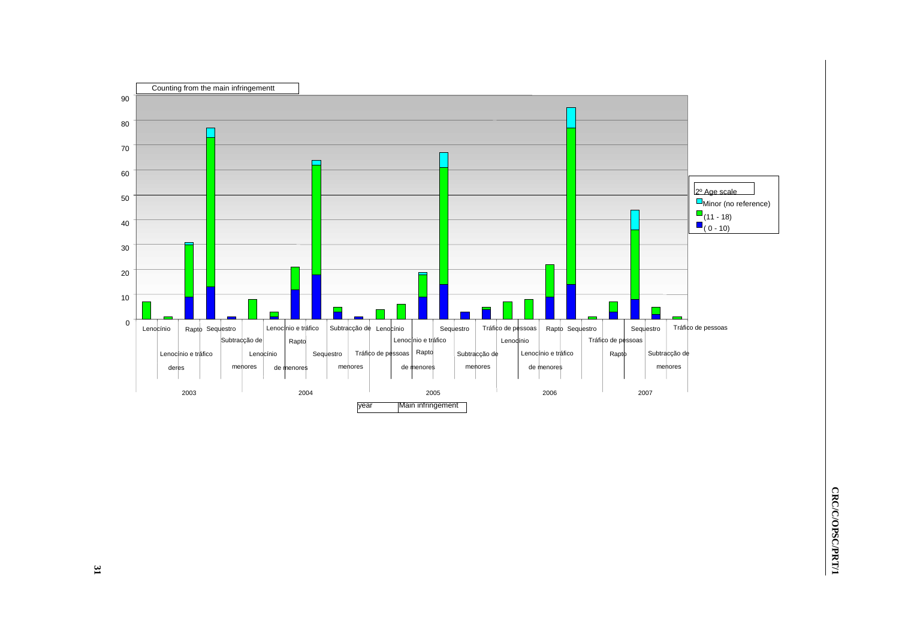Counting from the main infringementt

| year | Main infringement | ( 0 - 10) | (11 - 18) | Minor (no reference) |
|---|---|---|---|---|
| 2003 | Lenocínio | | 7 | |
| | Lenocínio e tráfico deres | | 1 | |
| | Rapto | 9 | 21 | 1 |
| | Sequestro | 13 | 60 | 4 |
| | Subtracção de menores | 1 | | |
| 2004 | Lenocínio | | 8 | |
| | Lenocínio e tráfico de menores | 1 | 2 | |
| | Rapto | 12 | 9 | |
| | Sequestro | 18 | 44 | 2 |
| | Subtracção de menores | 3 | 2 | |
| | Tráfico de pessoas | 1 | | |
| 2005 | Lenocínio | | 4 | |
| | Lenocínio e tráfico de menores | | 6 | |
| | Rapto | 9 | 9 | 1 |
| | Sequestro | 14 | 47 | 6 |
| | Subtracção de menores | 3 | | |
| | Tráfico de pessoas | 4 | 1 | |
| 2006 | Lenocínio | | 7 | |
| | Lenocínio e tráfico de menores | | 8 | |
| | Rapto | 9 | 13 | |
| | Sequestro | 14 | 63 | 8 |
| | Tráfico de pessoas | | 1 | |
| 2007 | Rapto | 3 | 4 | |
| | Sequestro | 8 | 28 | 8 |
| | Subtracção de menores | 2 | 3 | |
| | Tráfico de pessoas | | 1 | |

2º Age scale: Minor (no reference); (11 - 18); ( 0 - 10)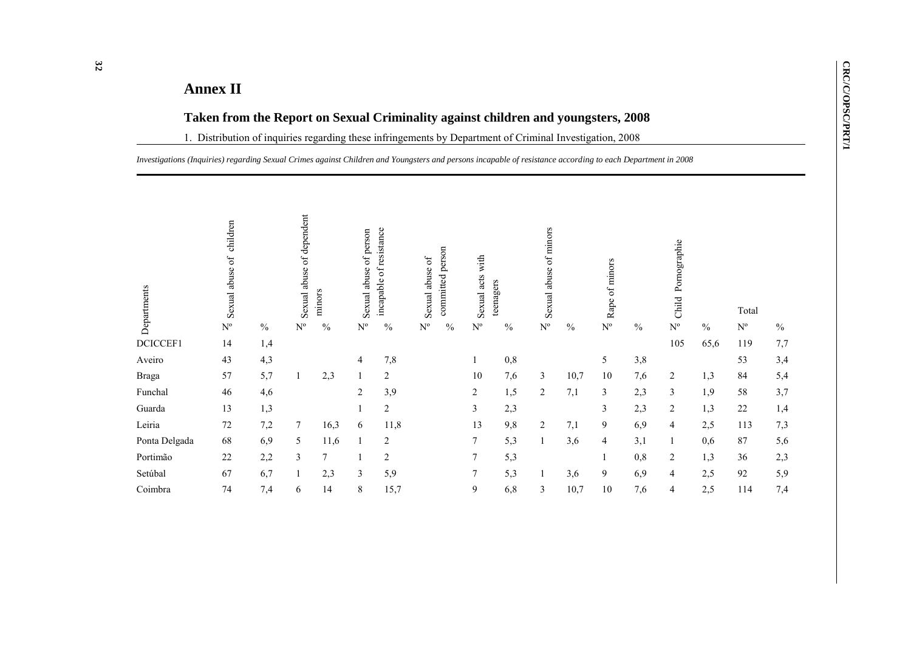# Annex II

## Taken from the Report on Sexual Criminality against children and youngsters, 2008

1. Distribution of inquiries regarding these infringements by Department of Criminal Investigation, 2008

*Investigations (Inquiries) regarding Sexual Crimes against Children and Youngsters and persons incapable of resistance according to each Department in 2008*

| Departments | Sexual abuse of children | | Sexual abuse of dependent minors | | Sexual abuse of person incapable of resistance | | Sexual abuse of committed person | | Sexual acts with teenagers | | Sexual abuse of minors | | Rape of minors | | Child Pornographie | | Total | |
|---|---|---|---|---|---|---|---|---|---|---|---|---|---|---|---|---|---|---|
| | Nº | % | Nº | % | Nº | % | Nº | % | Nº | % | Nº | % | Nº | % | Nº | % | Nº | % |
| DCICCEF1 | 14 | 1,4 | | | | | | | | | | | | | 105 | 65,6 | 119 | 7,7 |
| Aveiro | 43 | 4,3 | | | 4 | 7,8 | | | 1 | 0,8 | | | 5 | 3,8 | | | 53 | 3,4 |
| Braga | 57 | 5,7 | 1 | 2,3 | 1 | 2 | | | 10 | 7,6 | 3 | 10,7 | 10 | 7,6 | 2 | 1,3 | 84 | 5,4 |
| Funchal | 46 | 4,6 | | | 2 | 3,9 | | | 2 | 1,5 | 2 | 7,1 | 3 | 2,3 | 3 | 1,9 | 58 | 3,7 |
| Guarda | 13 | 1,3 | | | 1 | 2 | | | 3 | 2,3 | | | 3 | 2,3 | 2 | 1,3 | 22 | 1,4 |
| Leiria | 72 | 7,2 | 7 | 16,3 | 6 | 11,8 | | | 13 | 9,8 | 2 | 7,1 | 9 | 6,9 | 4 | 2,5 | 113 | 7,3 |
| Ponta Delgada | 68 | 6,9 | 5 | 11,6 | 1 | 2 | | | 7 | 5,3 | 1 | 3,6 | 4 | 3,1 | 1 | 0,6 | 87 | 5,6 |
| Portimão | 22 | 2,2 | 3 | 7 | 1 | 2 | | | 7 | 5,3 | | | 1 | 0,8 | 2 | 1,3 | 36 | 2,3 |
| Setúbal | 67 | 6,7 | 1 | 2,3 | 3 | 5,9 | | | 7 | 5,3 | 1 | 3,6 | 9 | 6,9 | 4 | 2,5 | 92 | 5,9 |
| Coimbra | 74 | 7,4 | 6 | 14 | 8 | 15,7 | | | 9 | 6,8 | 3 | 10,7 | 10 | 7,6 | 4 | 2,5 | 114 | 7,4 |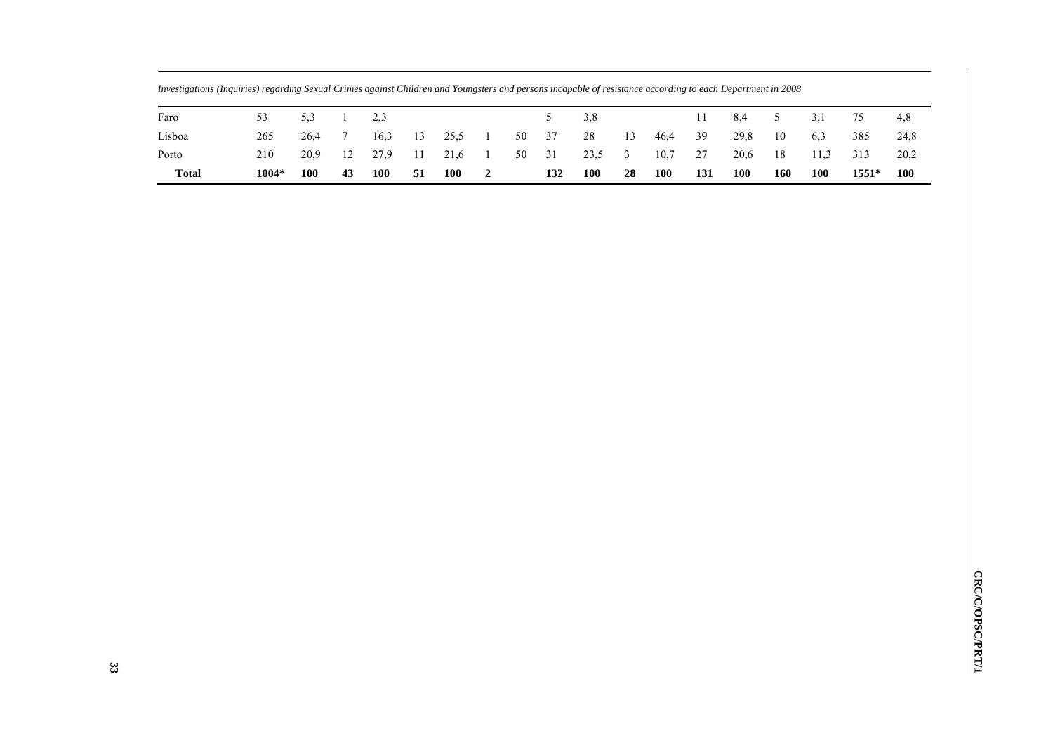*Investigations (Inquiries) regarding Sexual Crimes against Children and Youngsters and persons incapable of resistance according to each Department in 2008*

| | | | | | | | | | | | | | | | | | | |
|---|---|---|---|---|---|---|---|---|---|---|---|---|---|---|---|---|---|---|
| Faro | 53 | 5,3 | 1 | 2,3 | | | | | 5 | 3,8 | | | 11 | 8,4 | 5 | 3,1 | 75 | 4,8 |
| Lisboa | 265 | 26,4 | 7 | 16,3 | 13 | 25,5 | 1 | 50 | 37 | 28 | 13 | 46,4 | 39 | 29,8 | 10 | 6,3 | 385 | 24,8 |
| Porto | 210 | 20,9 | 12 | 27,9 | 11 | 21,6 | 1 | 50 | 31 | 23,5 | 3 | 10,7 | 27 | 20,6 | 18 | 11,3 | 313 | 20,2 |
| **Total** | **1004*** | **100** | **43** | **100** | **51** | **100** | **2** | | **132** | **100** | **28** | **100** | **131** | **100** | **160** | **100** | **1551*** | **100** |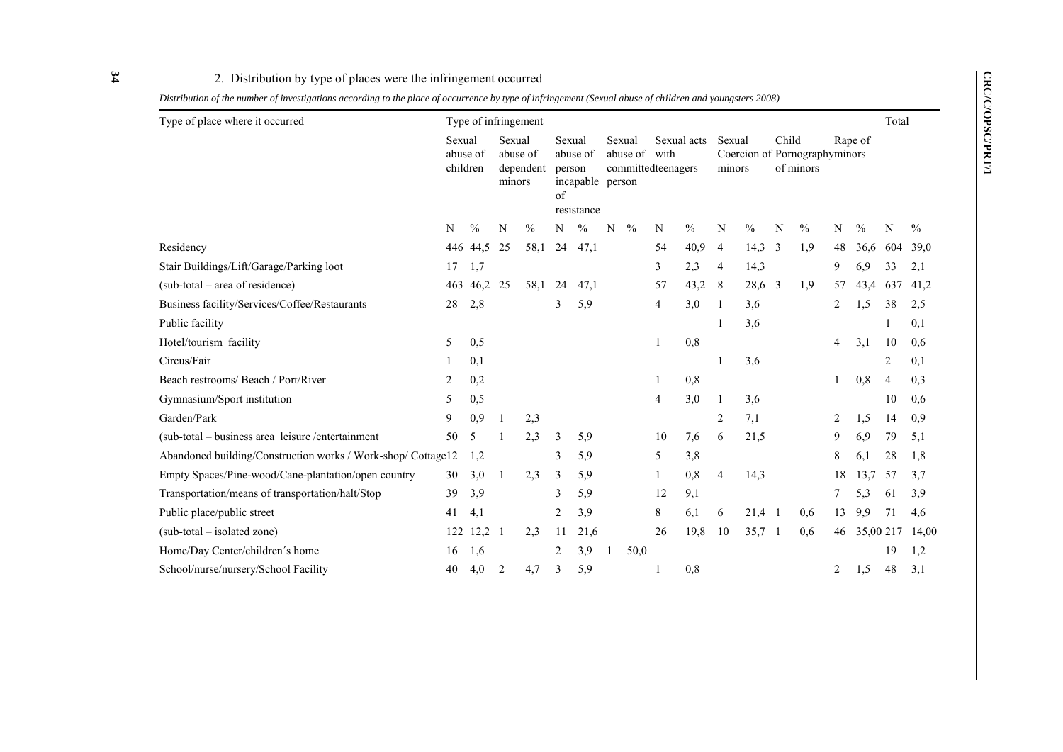## 2. Distribution by type of places were the infringement occurred

*Distribution of the number of investigations according to the place of occurrence by type of infringement (Sexual abuse of children and youngsters 2008)*

| Type of place where it occurred | Type of infringement | | | | | | | | | | | | | | | | Total | |
|---|---|---|---|---|---|---|---|---|---|---|---|---|---|---|---|---|---|---|
| | Sexual abuse of children | | Sexual abuse of dependent minors | | Sexual abuse of person incapable of resistance | | Sexual abuse of person | | Sexual acts with committed teenagers | | Sexual Coercion of minors | | Child Pornography of minors | | Rape of minors | | | |
| | N | % | N | % | N | % | N | % | N | % | N | % | N | % | N | % | N | % |
| Residency | 446 | 44,5 | 25 | 58,1 | 24 | 47,1 | | | 54 | 40,9 | 4 | 14,3 | 3 | 1,9 | 48 | 36,6 | 604 | 39,0 |
| Stair Buildings/Lift/Garage/Parking loot | 17 | 1,7 | | | | | | | 3 | 2,3 | 4 | 14,3 | | | 9 | 6,9 | 33 | 2,1 |
| (sub-total – area of residence) | 463 | 46,2 | 25 | 58,1 | 24 | 47,1 | | | 57 | 43,2 | 8 | 28,6 | 3 | 1,9 | 57 | 43,4 | 637 | 41,2 |
| Business facility/Services/Coffee/Restaurants | 28 | 2,8 | | | 3 | 5,9 | | | 4 | 3,0 | 1 | 3,6 | | | 2 | 1,5 | 38 | 2,5 |
| Public facility | | | | | | | | | | | 1 | 3,6 | | | | | 1 | 0,1 |
| Hotel/tourism facility | 5 | 0,5 | | | | | | | 1 | 0,8 | | | | | 4 | 3,1 | 10 | 0,6 |
| Circus/Fair | 1 | 0,1 | | | | | | | | | 1 | 3,6 | | | | | 2 | 0,1 |
| Beach restrooms/ Beach / Port/River | 2 | 0,2 | | | | | | | 1 | 0,8 | | | | | 1 | 0,8 | 4 | 0,3 |
| Gymnasium/Sport institution | 5 | 0,5 | | | | | | | 4 | 3,0 | 1 | 3,6 | | | | | 10 | 0,6 |
| Garden/Park | 9 | 0,9 | 1 | 2,3 | | | | | | | 2 | 7,1 | | | 2 | 1,5 | 14 | 0,9 |
| (sub-total – business area leisure /entertainment | 50 | 5 | 1 | 2,3 | 3 | 5,9 | | | 10 | 7,6 | 6 | 21,5 | | | 9 | 6,9 | 79 | 5,1 |
| Abandoned building/Construction works / Work-shop/ Cottage | 12 | 1,2 | | | 3 | 5,9 | | | 5 | 3,8 | | | | | 8 | 6,1 | 28 | 1,8 |
| Empty Spaces/Pine-wood/Cane-plantation/open country | 30 | 3,0 | 1 | 2,3 | 3 | 5,9 | | | 1 | 0,8 | 4 | 14,3 | | | 18 | 13,7 | 57 | 3,7 |
| Transportation/means of transportation/halt/Stop | 39 | 3,9 | | | 3 | 5,9 | | | 12 | 9,1 | | | | | 7 | 5,3 | 61 | 3,9 |
| Public place/public street | 41 | 4,1 | | | 2 | 3,9 | | | 8 | 6,1 | 6 | 21,4 | 1 | 0,6 | 13 | 9,9 | 71 | 4,6 |
| (sub-total – isolated zone) | 122 | 12,2 | 1 | 2,3 | 11 | 21,6 | | | 26 | 19,8 | 10 | 35,7 | 1 | 0,6 | 46 | 35,00 | 217 | 14,00 |
| Home/Day Center/children´s home | 16 | 1,6 | | | 2 | 3,9 | 1 | 50,0 | | | | | | | | | 19 | 1,2 |
| School/nurse/nursery/School Facility | 40 | 4,0 | 2 | 4,7 | 3 | 5,9 | | | 1 | 0,8 | | | | | 2 | 1,5 | 48 | 3,1 |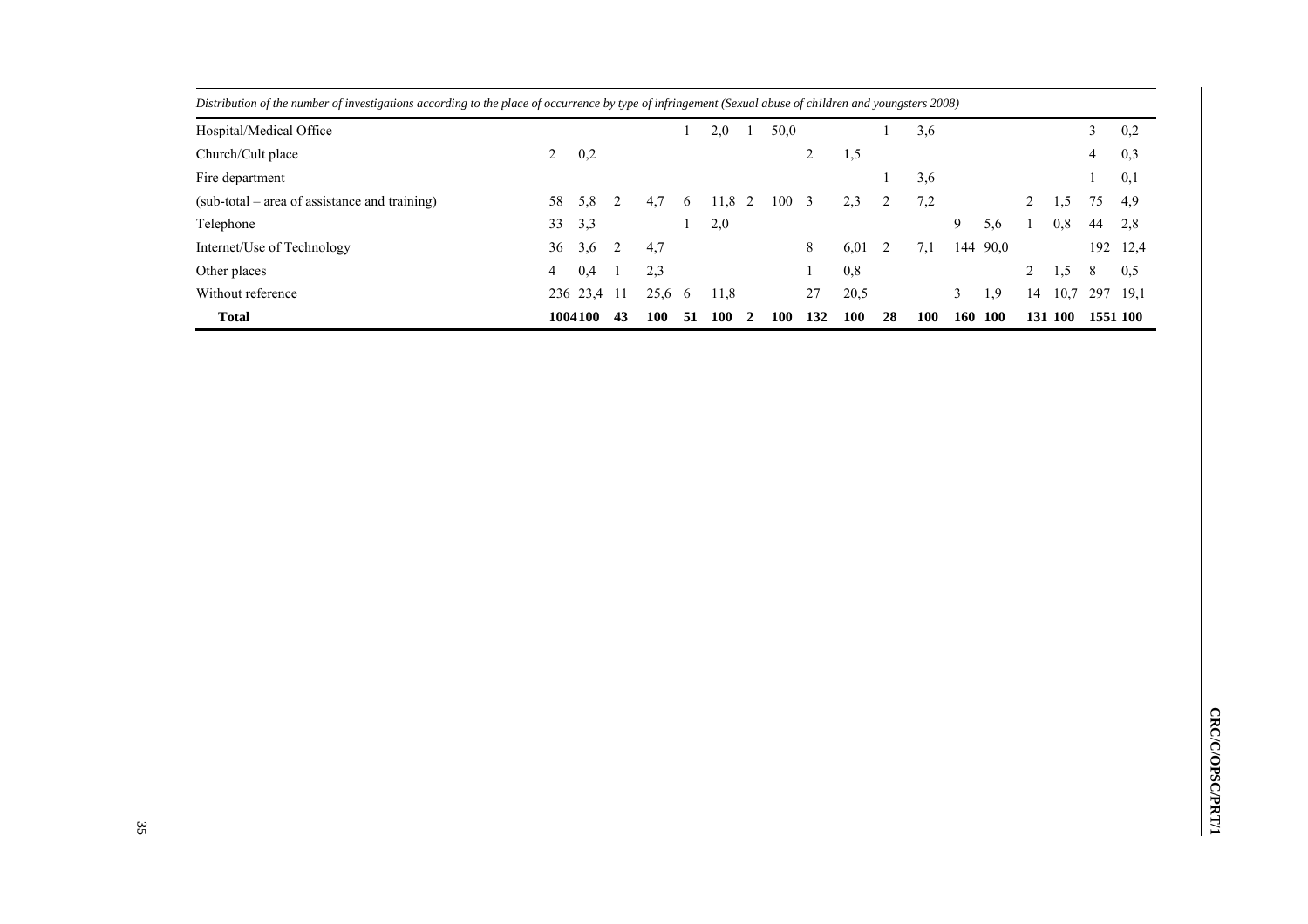*Distribution of the number of investigations according to the place of occurrence by type of infringement (Sexual abuse of children and youngsters 2008)*

| | | | | | | | | | | | | | | | | | | |
|---|---|---|---|---|---|---|---|---|---|---|---|---|---|---|---|---|---|---|
| Hospital/Medical Office | | | | | 1 | 2,0 | 1 | 50,0 | | | 1 | 3,6 | | | | | 3 | 0,2 |
| Church/Cult place | 2 | 0,2 | | | | | | | 2 | 1,5 | | | | | | | 4 | 0,3 |
| Fire department | | | | | | | | | | | 1 | 3,6 | | | | | 1 | 0,1 |
| (sub-total – area of assistance and training) | 58 | 5,8 | 2 | 4,7 | 6 | 11,8 | 2 | 100 | 3 | 2,3 | 2 | 7,2 | | | 2 | 1,5 | 75 | 4,9 |
| Telephone | 33 | 3,3 | | | 1 | 2,0 | | | | | | | 9 | 5,6 | 1 | 0,8 | 44 | 2,8 |
| Internet/Use of Technology | 36 | 3,6 | 2 | 4,7 | | | | | 8 | 6,01 | 2 | 7,1 | 144 | 90,0 | | | 192 | 12,4 |
| Other places | 4 | 0,4 | 1 | 2,3 | | | | | 1 | 0,8 | | | | | 2 | 1,5 | 8 | 0,5 |
| Without reference | 236 | 23,4 | 11 | 25,6 | 6 | 11,8 | | | 27 | 20,5 | | | 3 | 1,9 | 14 | 10,7 | 297 | 19,1 |
| **Total** | **1004** | **100** | **43** | **100** | **51** | **100** | **2** | **100** | **132** | **100** | **28** | **100** | **160** | **100** | **131** | **100** | **1551** | **100** |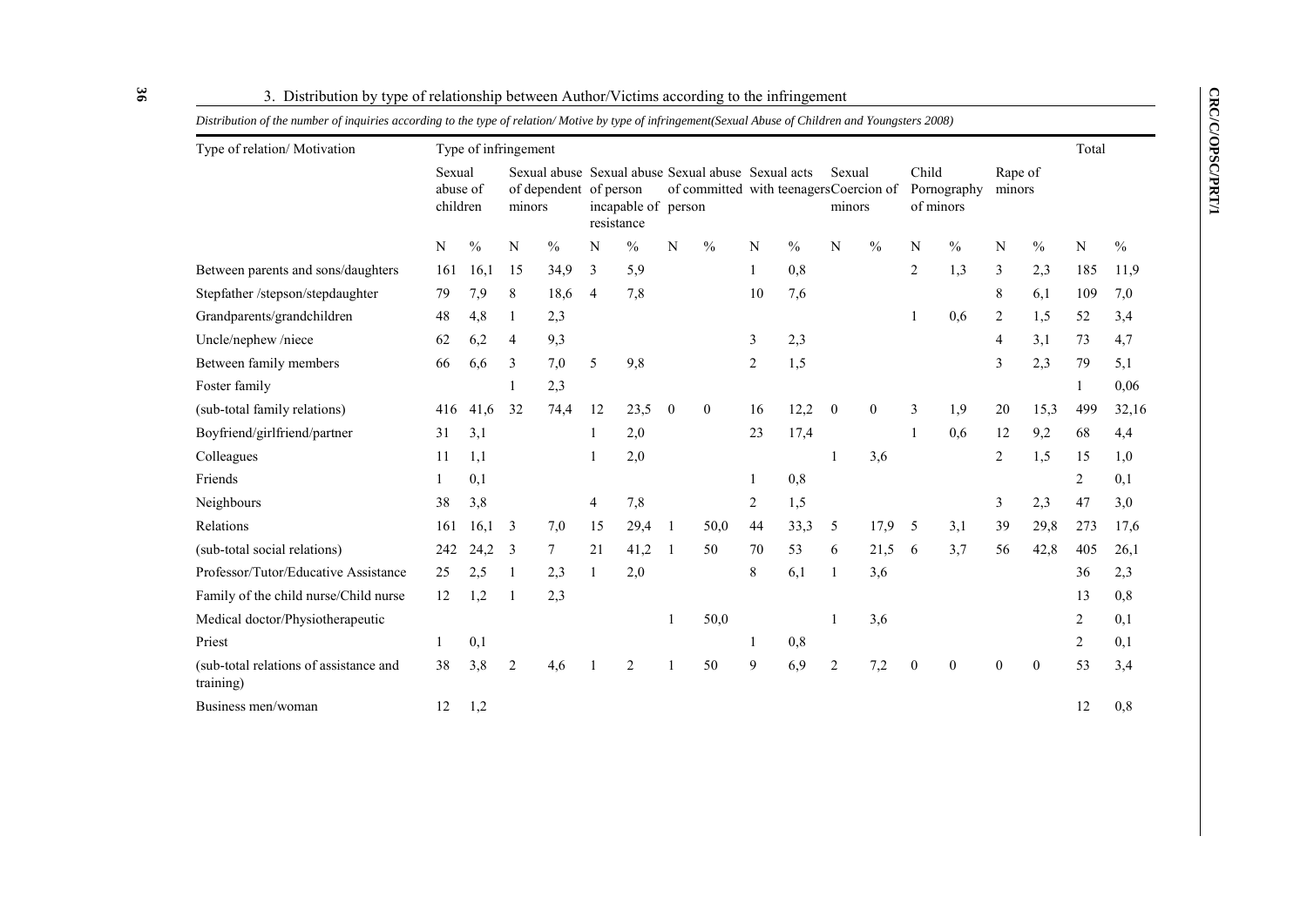### 3. Distribution by type of relationship between Author/Victims according to the infringement

*Distribution of the number of inquiries according to the type of relation/ Motive by type of infringement(Sexual Abuse of Children and Youngsters 2008)*

| Type of relation/ Motivation | Type of infringement | | | | | | | | | | | | | | | | Total | |
|---|---|---|---|---|---|---|---|---|---|---|---|---|---|---|---|---|---|---|
| | Sexual abuse of children | | Sexual abuse of dependent minors | | Sexual abuse of person incapable of resistance | | Sexual abuse of committed person | | Sexual acts with teenagers | | Sexual Coercion of minors | | Child Pornography of minors | | Rape of minors | | | |
| | N | % | N | % | N | % | N | % | N | % | N | % | N | % | N | % | N | % |
| Between parents and sons/daughters | 161 | 16,1 | 15 | 34,9 | 3 | 5,9 | | | 1 | 0,8 | | | 2 | 1,3 | 3 | 2,3 | 185 | 11,9 |
| Stepfather /stepson/stepdaughter | 79 | 7,9 | 8 | 18,6 | 4 | 7,8 | | | 10 | 7,6 | | | | | 8 | 6,1 | 109 | 7,0 |
| Grandparents/grandchildren | 48 | 4,8 | 1 | 2,3 | | | | | | | | | 1 | 0,6 | 2 | 1,5 | 52 | 3,4 |
| Uncle/nephew /niece | 62 | 6,2 | 4 | 9,3 | | | | | 3 | 2,3 | | | | | 4 | 3,1 | 73 | 4,7 |
| Between family members | 66 | 6,6 | 3 | 7,0 | 5 | 9,8 | | | 2 | 1,5 | | | | | 3 | 2,3 | 79 | 5,1 |
| Foster family | | | 1 | 2,3 | | | | | | | | | | | | | 1 | 0,06 |
| (sub-total family relations) | 416 | 41,6 | 32 | 74,4 | 12 | 23,5 | 0 | 0 | 16 | 12,2 | 0 | 0 | 3 | 1,9 | 20 | 15,3 | 499 | 32,16 |
| Boyfriend/girlfriend/partner | 31 | 3,1 | | | 1 | 2,0 | | | 23 | 17,4 | | | 1 | 0,6 | 12 | 9,2 | 68 | 4,4 |
| Colleagues | 11 | 1,1 | | | 1 | 2,0 | | | | | 1 | 3,6 | | | 2 | 1,5 | 15 | 1,0 |
| Friends | 1 | 0,1 | | | | | | | 1 | 0,8 | | | | | | | 2 | 0,1 |
| Neighbours | 38 | 3,8 | | | 4 | 7,8 | | | 2 | 1,5 | | | | | 3 | 2,3 | 47 | 3,0 |
| Relations | 161 | 16,1 | 3 | 7,0 | 15 | 29,4 | 1 | 50,0 | 44 | 33,3 | 5 | 17,9 | 5 | 3,1 | 39 | 29,8 | 273 | 17,6 |
| (sub-total social relations) | 242 | 24,2 | 3 | 7 | 21 | 41,2 | 1 | 50 | 70 | 53 | 6 | 21,5 | 6 | 3,7 | 56 | 42,8 | 405 | 26,1 |
| Professor/Tutor/Educative Assistance | 25 | 2,5 | 1 | 2,3 | 1 | 2,0 | | | 8 | 6,1 | 1 | 3,6 | | | | | 36 | 2,3 |
| Family of the child nurse/Child nurse | 12 | 1,2 | 1 | 2,3 | | | | | | | | | | | | | 13 | 0,8 |
| Medical doctor/Physiotherapeutic | | | | | | | 1 | 50,0 | | | 1 | 3,6 | | | | | 2 | 0,1 |
| Priest | 1 | 0,1 | | | | | | | 1 | 0,8 | | | | | | | 2 | 0,1 |
| (sub-total relations of assistance and training) | 38 | 3,8 | 2 | 4,6 | 1 | 2 | 1 | 50 | 9 | 6,9 | 2 | 7,2 | 0 | 0 | 0 | 0 | 53 | 3,4 |
| Business men/woman | 12 | 1,2 | | | | | | | | | | | | | | | 12 | 0,8 |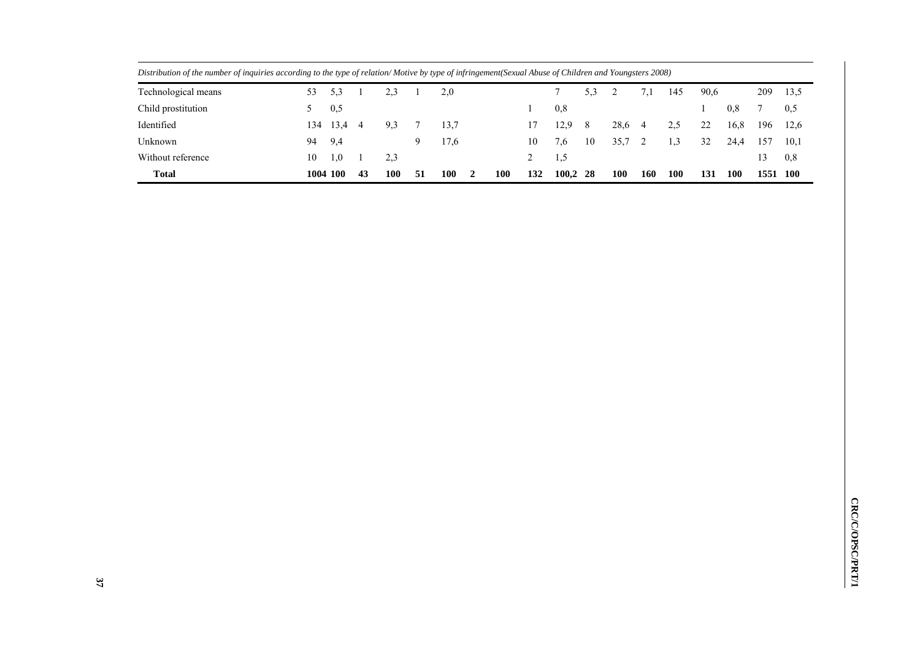*Distribution of the number of inquiries according to the type of relation/ Motive by type of infringement(Sexual Abuse of Children and Youngsters 2008)*

| | | | | | | | | | | | | | | | | | | |
|---|---|---|---|---|---|---|---|---|---|---|---|---|---|---|---|---|---|---|
| Technological means | 53 | 5,3 | 1 | 2,3 | 1 | 2,0 | | | 7 | 5,3 | 2 | 7,1 | 145 | 90,6 | | | 209 | 13,5 |
| Child prostitution | 5 | 0,5 | | | | | | | 1 | 0,8 | | | | | 1 | 0,8 | 7 | 0,5 |
| Identified | 134 | 13,4 | 4 | 9,3 | 7 | 13,7 | | | 17 | 12,9 | 8 | 28,6 | 4 | 2,5 | 22 | 16,8 | 196 | 12,6 |
| Unknown | 94 | 9,4 | | | 9 | 17,6 | | | 10 | 7,6 | 10 | 35,7 | 2 | 1,3 | 32 | 24,4 | 157 | 10,1 |
| Without reference | 10 | 1,0 | 1 | 2,3 | | | | | 2 | 1,5 | | | | | | | 13 | 0,8 |
| **Total** | **1004** | **100** | **43** | **100** | **51** | **100** | **2** | **100** | **132** | **100,2** | **28** | **100** | **160** | **100** | **131** | **100** | **1551** | **100** |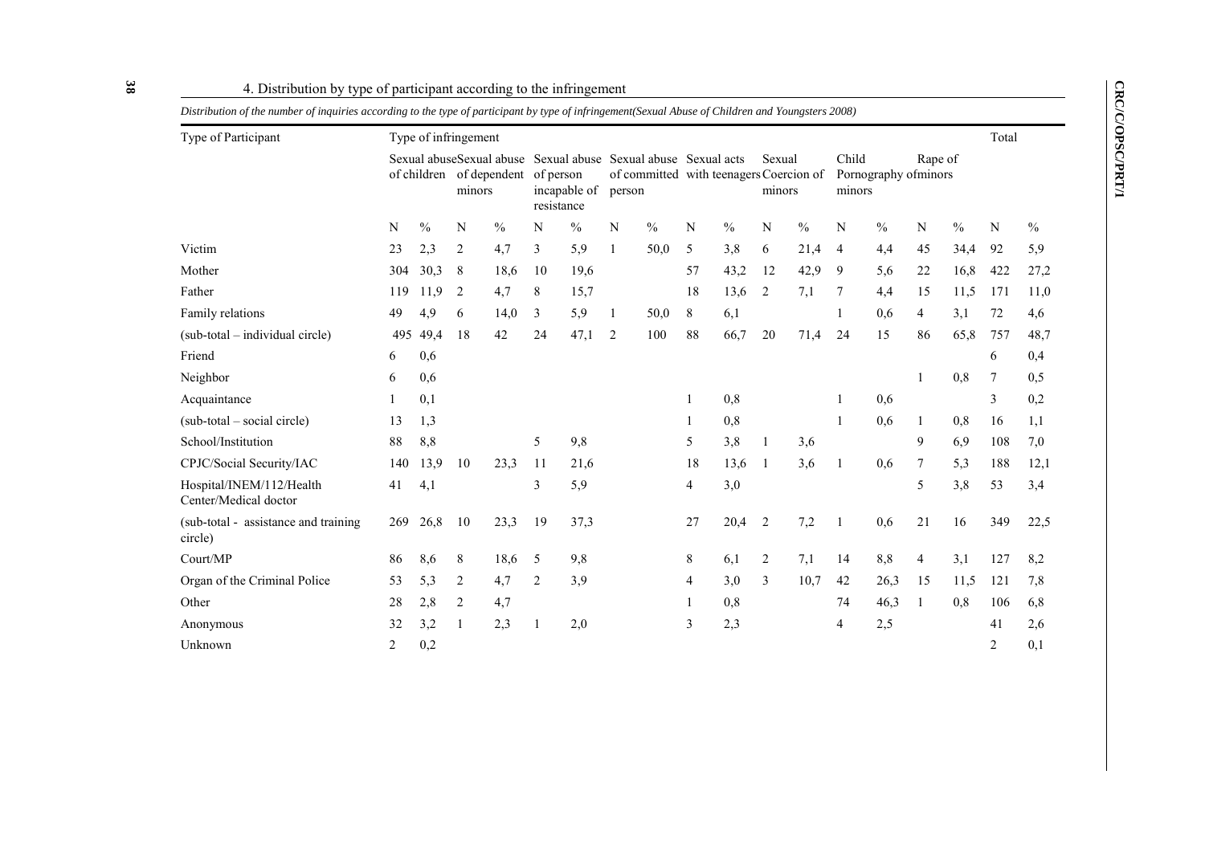4. Distribution by type of participant according to the infringement

*Distribution of the number of inquiries according to the type of participant by type of infringement(Sexual Abuse of Children and Youngsters 2008)*

| Type of Participant | Type of infringement | | | | | | | | | | | | | | | | Total | |
|---|---|---|---|---|---|---|---|---|---|---|---|---|---|---|---|---|---|---|
| | Sexual abuse of children | | Sexual abuse of dependent minors | | Sexual abuse of person incapable of resistance | | Sexual abuse of committed person | | Sexual acts with teenagers | | Sexual Coercion of minors | | Child Pornography of minors | | Rape of minors | | | |
| | N | % | N | % | N | % | N | % | N | % | N | % | N | % | N | % | N | % |
| Victim | 23 | 2,3 | 2 | 4,7 | 3 | 5,9 | 1 | 50,0 | 5 | 3,8 | 6 | 21,4 | 4 | 4,4 | 45 | 34,4 | 92 | 5,9 |
| Mother | 304 | 30,3 | 8 | 18,6 | 10 | 19,6 | | | 57 | 43,2 | 12 | 42,9 | 9 | 5,6 | 22 | 16,8 | 422 | 27,2 |
| Father | 119 | 11,9 | 2 | 4,7 | 8 | 15,7 | | | 18 | 13,6 | 2 | 7,1 | 7 | 4,4 | 15 | 11,5 | 171 | 11,0 |
| Family relations | 49 | 4,9 | 6 | 14,0 | 3 | 5,9 | 1 | 50,0 | 8 | 6,1 | | | 1 | 0,6 | 4 | 3,1 | 72 | 4,6 |
| (sub-total – individual circle) | 495 | 49,4 | 18 | 42 | 24 | 47,1 | 2 | 100 | 88 | 66,7 | 20 | 71,4 | 24 | 15 | 86 | 65,8 | 757 | 48,7 |
| Friend | 6 | 0,6 | | | | | | | | | | | | | | | 6 | 0,4 |
| Neighbor | 6 | 0,6 | | | | | | | | | | | | | 1 | 0,8 | 7 | 0,5 |
| Acquaintance | 1 | 0,1 | | | | | | | 1 | 0,8 | | | 1 | 0,6 | | | 3 | 0,2 |
| (sub-total – social circle) | 13 | 1,3 | | | | | | | 1 | 0,8 | | | 1 | 0,6 | 1 | 0,8 | 16 | 1,1 |
| School/Institution | 88 | 8,8 | | | 5 | 9,8 | | | 5 | 3,8 | 1 | 3,6 | | | 9 | 6,9 | 108 | 7,0 |
| CPJC/Social Security/IAC | 140 | 13,9 | 10 | 23,3 | 11 | 21,6 | | | 18 | 13,6 | 1 | 3,6 | 1 | 0,6 | 7 | 5,3 | 188 | 12,1 |
| Hospital/INEM/112/Health Center/Medical doctor | 41 | 4,1 | | | 3 | 5,9 | | | 4 | 3,0 | | | | | 5 | 3,8 | 53 | 3,4 |
| (sub-total - assistance and training circle) | 269 | 26,8 | 10 | 23,3 | 19 | 37,3 | | | 27 | 20,4 | 2 | 7,2 | 1 | 0,6 | 21 | 16 | 349 | 22,5 |
| Court/MP | 86 | 8,6 | 8 | 18,6 | 5 | 9,8 | | | 8 | 6,1 | 2 | 7,1 | 14 | 8,8 | 4 | 3,1 | 127 | 8,2 |
| Organ of the Criminal Police | 53 | 5,3 | 2 | 4,7 | 2 | 3,9 | | | 4 | 3,0 | 3 | 10,7 | 42 | 26,3 | 15 | 11,5 | 121 | 7,8 |
| Other | 28 | 2,8 | 2 | 4,7 | | | | | 1 | 0,8 | | | 74 | 46,3 | 1 | 0,8 | 106 | 6,8 |
| Anonymous | 32 | 3,2 | 1 | 2,3 | 1 | 2,0 | | | 3 | 2,3 | | | 4 | 2,5 | | | 41 | 2,6 |
| Unknown | 2 | 0,2 | | | | | | | | | | | | | | | 2 | 0,1 |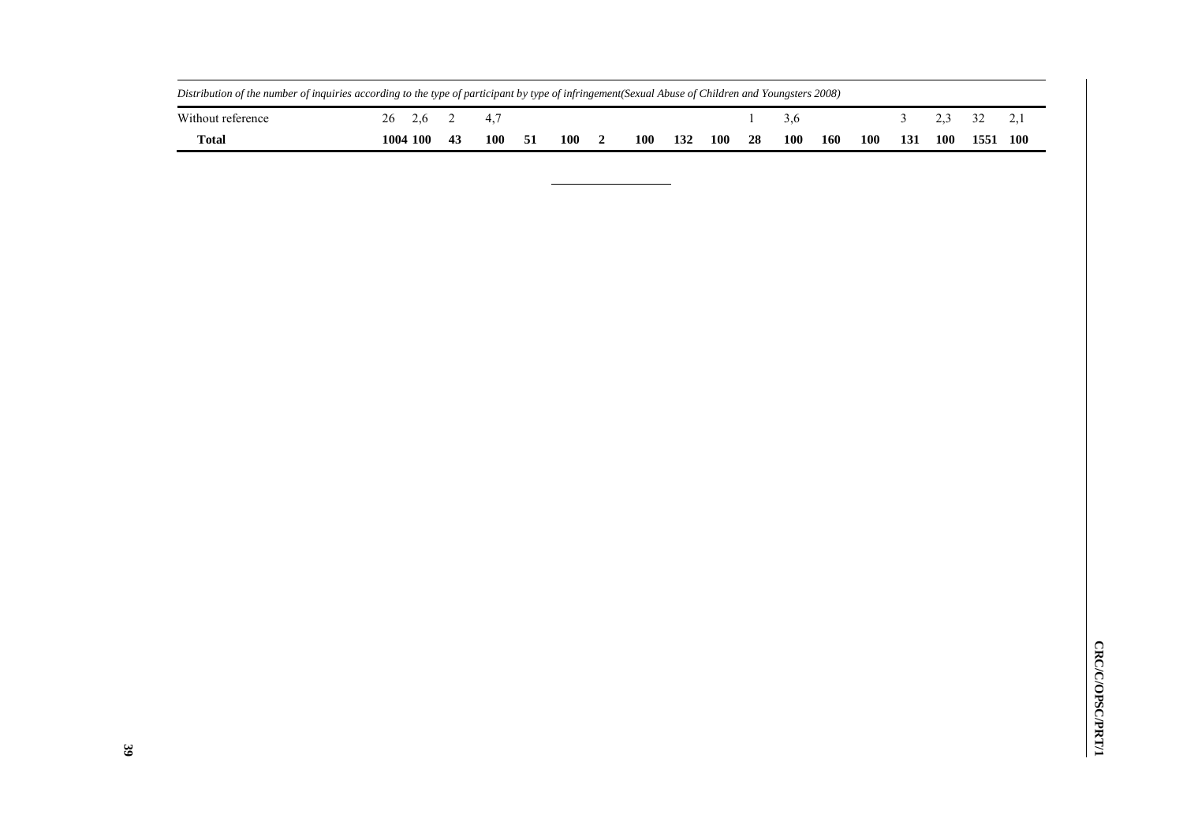*Distribution of the number of inquiries according to the type of participant by type of infringement(Sexual Abuse of Children and Youngsters 2008)*

| | | | | | | | | | | | | | | | | | | |
|---|---|---|---|---|---|---|---|---|---|---|---|---|---|---|---|---|---|---|
| Without reference | 26 | 2,6 | 2 | 4,7 | | | | | | | 1 | 3,6 | | | 3 | 2,3 | 32 | 2,1 |
| **Total** | **1004** | **100** | **43** | **100** | **51** | **100** | **2** | **100** | **132** | **100** | **28** | **100** | **160** | **100** | **131** | **100** | **1551** | **100** |